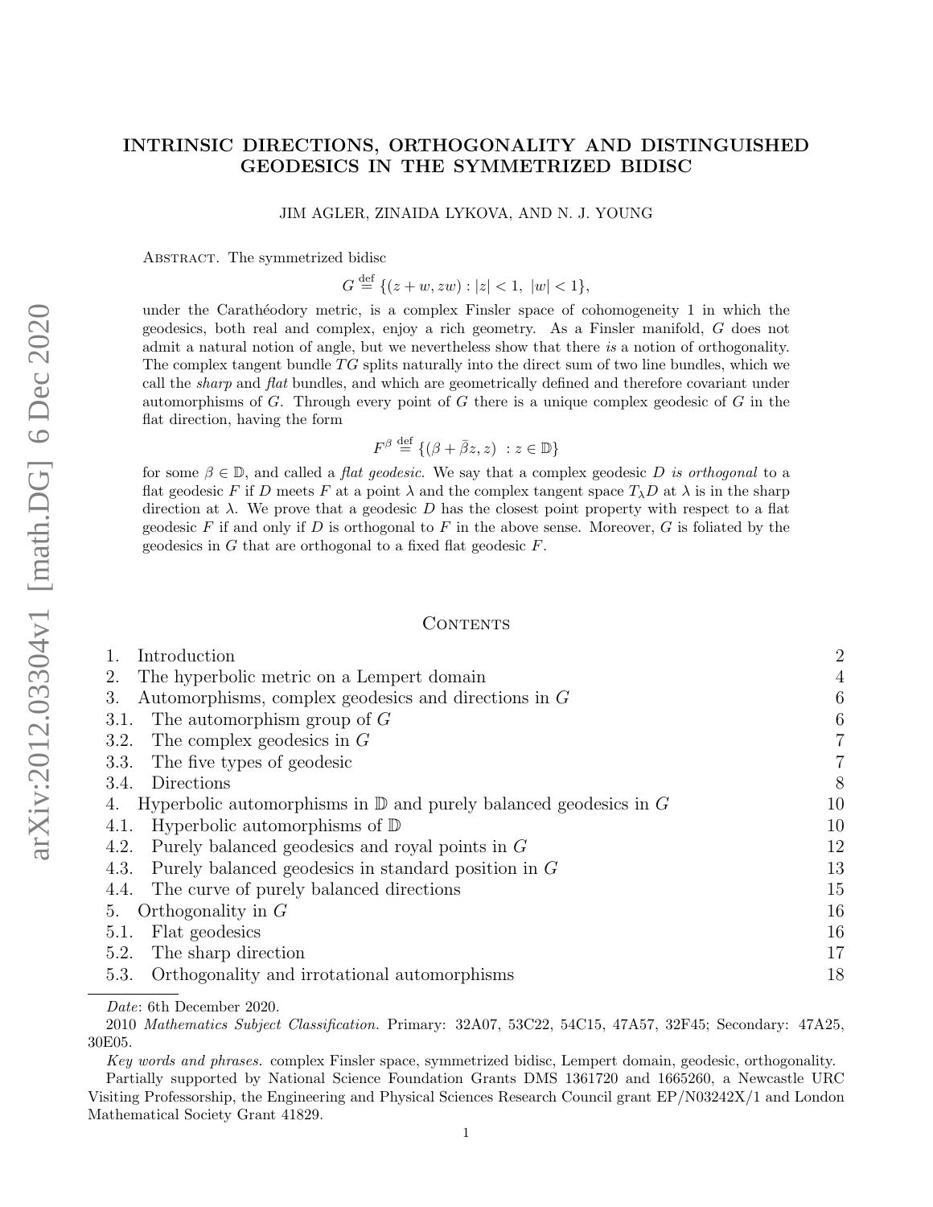# INTRINSIC DIRECTIONS, ORTHOGONALITY AND DISTINGUISHED GEODESICS IN THE SYMMETRIZED BIDISC

JIM AGLER, ZINAIDA LYKOVA, AND N. J. YOUNG

ABSTRACT. The symmetrized bidisc

$$G \stackrel{\text{def}}{=} \{(z+w, zw) : |z| < 1, \ |w| < 1\},$$

under the Carathéodory metric, is a complex Finsler space of cohomogeneity 1 in which the geodesics, both real and complex, enjoy a rich geometry. As a Finsler manifold, $G$ does not admit a natural notion of angle, but we nevertheless show that there *is* a notion of orthogonality. The complex tangent bundle $TG$ splits naturally into the direct sum of two line bundles, which we call the *sharp* and *flat* bundles, and which are geometrically defined and therefore covariant under automorphisms of $G$. Through every point of $G$ there is a unique complex geodesic of $G$ in the flat direction, having the form

$$F^\beta \stackrel{\text{def}}{=} \{(\beta + \bar{\beta} z, z) \ : z \in \mathbb{D}\}$$

for some $\beta \in \mathbb{D}$, and called a *flat geodesic*. We say that a complex geodesic $D$ *is orthogonal* to a flat geodesic $F$ if $D$ meets $F$ at a point $\lambda$ and the complex tangent space $T_\lambda D$ at $\lambda$ is in the sharp direction at $\lambda$. We prove that a geodesic $D$ has the closest point property with respect to a flat geodesic $F$ if and only if $D$ is orthogonal to $F$ in the above sense. Moreover, $G$ is foliated by the geodesics in $G$ that are orthogonal to a fixed flat geodesic $F$.

## CONTENTS

- 1. Introduction 2
- 2. The hyperbolic metric on a Lempert domain 4
- 3. Automorphisms, complex geodesics and directions in $G$ 6
  - 3.1. The automorphism group of $G$ 6
  - 3.2. The complex geodesics in $G$ 7
  - 3.3. The five types of geodesic 7
  - 3.4. Directions 8
- 4. Hyperbolic automorphisms in $\mathbb{D}$ and purely balanced geodesics in $G$ 10
  - 4.1. Hyperbolic automorphisms of $\mathbb{D}$ 10
  - 4.2. Purely balanced geodesics and royal points in $G$ 12
  - 4.3. Purely balanced geodesics in standard position in $G$ 13
  - 4.4. The curve of purely balanced directions 15
- 5. Orthogonality in $G$ 16
  - 5.1. Flat geodesics 16
  - 5.2. The sharp direction 17
  - 5.3. Orthogonality and irrotational automorphisms 18

---

*Date*: 6th December 2020.

2010 *Mathematics Subject Classification.* Primary: 32A07, 53C22, 54C15, 47A57, 32F45; Secondary: 47A25, 30E05.

*Key words and phrases.* complex Finsler space, symmetrized bidisc, Lempert domain, geodesic, orthogonality.

Partially supported by National Science Foundation Grants DMS 1361720 and 1665260, a Newcastle URC Visiting Professorship, the Engineering and Physical Sciences Research Council grant EP/N03242X/1 and London Mathematical Society Grant 41829.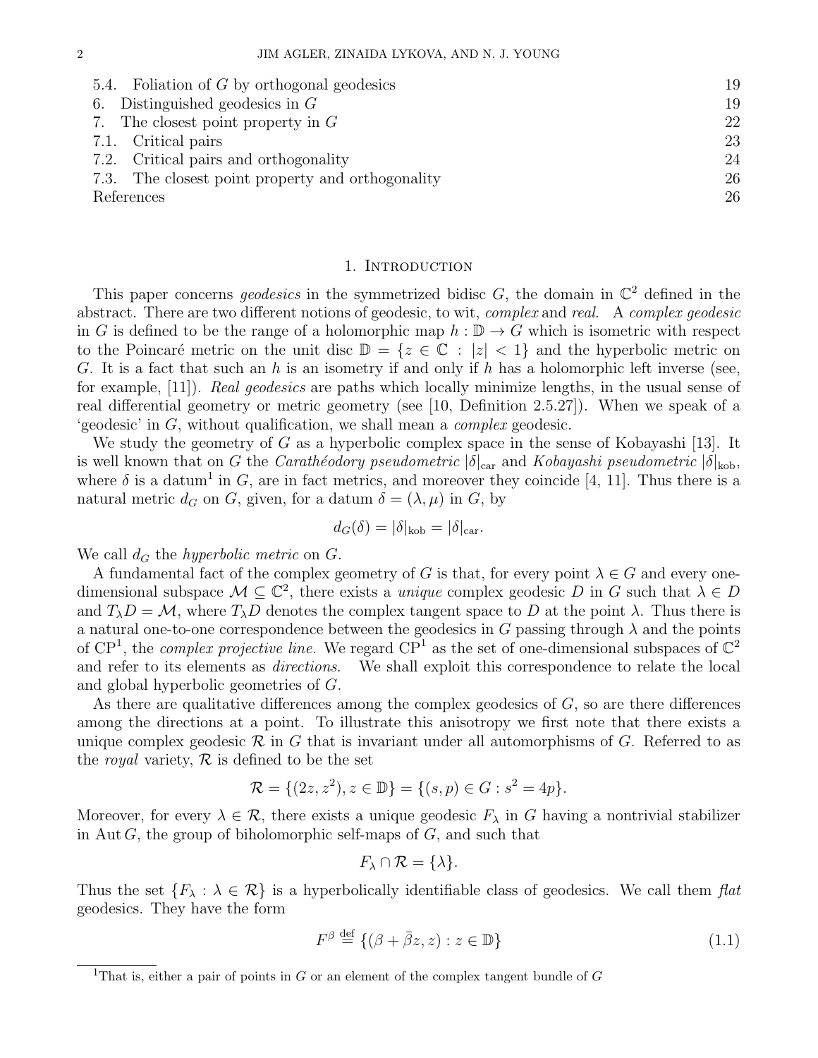5.4. Foliation of $G$ by orthogonal geodesics 19
6. Distinguished geodesics in $G$ 19
7. The closest point property in $G$ 22
7.1. Critical pairs 23
7.2. Critical pairs and orthogonality 24
7.3. The closest point property and orthogonality 26
References 26

## 1. Introduction

This paper concerns *geodesics* in the symmetrized bidisc $G$, the domain in $\mathbb{C}^2$ defined in the abstract. There are two different notions of geodesic, to wit, *complex* and *real*. A *complex geodesic* in $G$ is defined to be the range of a holomorphic map $h : \mathbb{D} \to G$ which is isometric with respect to the Poincaré metric on the unit disc $\mathbb{D} = \{z \in \mathbb{C} : |z| < 1\}$ and the hyperbolic metric on $G$. It is a fact that such an $h$ is an isometry if and only if $h$ has a holomorphic left inverse (see, for example, [11]). *Real geodesics* are paths which locally minimize lengths, in the usual sense of real differential geometry or metric geometry (see [10, Definition 2.5.27]). When we speak of a 'geodesic' in $G$, without qualification, we shall mean a *complex* geodesic.

We study the geometry of $G$ as a hyperbolic complex space in the sense of Kobayashi [13]. It is well known that on $G$ the *Carathéodory pseudometric* $|\delta|_{\text{car}}$ and *Kobayashi pseudometric* $|\delta|_{\text{kob}}$, where $\delta$ is a datum[1] in $G$, are in fact metrics, and moreover they coincide [4, 11]. Thus there is a natural metric $d_G$ on $G$, given, for a datum $\delta = (\lambda, \mu)$ in $G$, by

$$d_G(\delta) = |\delta|_{\text{kob}} = |\delta|_{\text{car}}.$$

We call $d_G$ the *hyperbolic metric* on $G$.

A fundamental fact of the complex geometry of $G$ is that, for every point $\lambda \in G$ and every one-dimensional subspace $\mathcal{M} \subseteq \mathbb{C}^2$, there exists a *unique* complex geodesic $D$ in $G$ such that $\lambda \in D$ and $T_\lambda D = \mathcal{M}$, where $T_\lambda D$ denotes the complex tangent space to $D$ at the point $\lambda$. Thus there is a natural one-to-one correspondence between the geodesics in $G$ passing through $\lambda$ and the points of $\mathrm{CP}^1$, the *complex projective line.* We regard $\mathrm{CP}^1$ as the set of one-dimensional subspaces of $\mathbb{C}^2$ and refer to its elements as *directions*. We shall exploit this correspondence to relate the local and global hyperbolic geometries of $G$.

As there are qualitative differences among the complex geodesics of $G$, so are there differences among the directions at a point. To illustrate this anisotropy we first note that there exists a unique complex geodesic $\mathcal{R}$ in $G$ that is invariant under all automorphisms of $G$. Referred to as the *royal* variety, $\mathcal{R}$ is defined to be the set

$$\mathcal{R} = \{(2z, z^2), z \in \mathbb{D}\} = \{(s,p) \in G : s^2 = 4p\}.$$

Moreover, for every $\lambda \in \mathcal{R}$, there exists a unique geodesic $F_\lambda$ in $G$ having a nontrivial stabilizer in $\operatorname{Aut} G$, the group of biholomorphic self-maps of $G$, and such that

$$F_\lambda \cap \mathcal{R} = \{\lambda\}.$$

Thus the set $\{F_\lambda : \lambda \in \mathcal{R}\}$ is a hyperbolically identifiable class of geodesics. We call them *flat* geodesics. They have the form

$$F^\beta \stackrel{\text{def}}{=} \{(\beta + \bar{\beta} z, z) : z \in \mathbb{D}\} \tag{1.1}$$

[1] That is, either a pair of points in $G$ or an element of the complex tangent bundle of $G$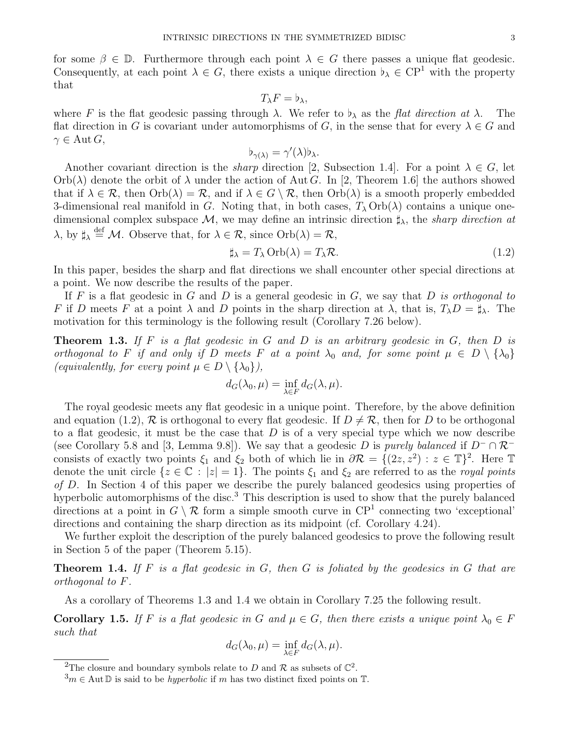for some $\beta \in \mathbb{D}$. Furthermore through each point $\lambda \in G$ there passes a unique flat geodesic. Consequently, at each point $\lambda \in G$, there exists a unique direction $\flat_\lambda \in \mathrm{CP}^1$ with the property that

$$T_\lambda F = \flat_\lambda,$$

where $F$ is the flat geodesic passing through $\lambda$. We refer to $\flat_\lambda$ as the *flat direction at* $\lambda$. The flat direction in $G$ is covariant under automorphisms of $G$, in the sense that for every $\lambda \in G$ and $\gamma \in \operatorname{Aut} G$,

$$\flat_{\gamma(\lambda)} = \gamma'(\lambda)\flat_\lambda.$$

Another covariant direction is the *sharp* direction [2, Subsection 1.4]. For a point $\lambda \in G$, let $\operatorname{Orb}(\lambda)$ denote the orbit of $\lambda$ under the action of $\operatorname{Aut} G$. In [2, Theorem 1.6] the authors showed that if $\lambda \in \mathcal{R}$, then $\operatorname{Orb}(\lambda) = \mathcal{R}$, and if $\lambda \in G \setminus \mathcal{R}$, then $\operatorname{Orb}(\lambda)$ is a smooth properly embedded 3-dimensional real manifold in $G$. Noting that, in both cases, $T_\lambda \operatorname{Orb}(\lambda)$ contains a unique one-dimensional complex subspace $\mathcal{M}$, we may define an intrinsic direction $\sharp_\lambda$, the *sharp direction at* $\lambda$, by $\sharp_\lambda \stackrel{\text{def}}{=} \mathcal{M}$. Observe that, for $\lambda \in \mathcal{R}$, since $\operatorname{Orb}(\lambda) = \mathcal{R}$,

$$\sharp_\lambda = T_\lambda \operatorname{Orb}(\lambda) = T_\lambda \mathcal{R}. \tag{1.2}$$

In this paper, besides the sharp and flat directions we shall encounter other special directions at a point. We now describe the results of the paper.

If $F$ is a flat geodesic in $G$ and $D$ is a general geodesic in $G$, we say that $D$ *is orthogonal to* $F$ if $D$ meets $F$ at a point $\lambda$ and $D$ points in the sharp direction at $\lambda$, that is, $T_\lambda D = \sharp_\lambda$. The motivation for this terminology is the following result (Corollary 7.26 below).

**Theorem 1.3.** *If $F$ is a flat geodesic in $G$ and $D$ is an arbitrary geodesic in $G$, then $D$ is orthogonal to $F$ if and only if $D$ meets $F$ at a point $\lambda_0$ and, for some point $\mu \in D \setminus \{\lambda_0\}$ (equivalently, for every point $\mu \in D \setminus \{\lambda_0\}$),*

$$d_G(\lambda_0, \mu) = \inf_{\lambda \in F} d_G(\lambda, \mu).$$

The royal geodesic meets any flat geodesic in a unique point. Therefore, by the above definition and equation (1.2), $\mathcal{R}$ is orthogonal to every flat geodesic. If $D \neq \mathcal{R}$, then for $D$ to be orthogonal to a flat geodesic, it must be the case that $D$ is of a very special type which we now describe (see Corollary 5.8 and [3, Lemma 9.8]). We say that a geodesic $D$ is *purely balanced* if $D^- \cap \mathcal{R}^-$ consists of exactly two points $\xi_1$ and $\xi_2$ both of which lie in $\partial\mathcal{R} = \{(2z, z^2) : z \in \mathbb{T}\}^2$. Here $\mathbb{T}$ denote the unit circle $\{z \in \mathbb{C} : |z| = 1\}$. The points $\xi_1$ and $\xi_2$ are referred to as the *royal points of* $D$. In Section 4 of this paper we describe the purely balanced geodesics using properties of hyperbolic automorphisms of the disc.[3] This description is used to show that the purely balanced directions at a point in $G \setminus \mathcal{R}$ form a simple smooth curve in $\mathrm{CP}^1$ connecting two 'exceptional' directions and containing the sharp direction as its midpoint (cf. Corollary 4.24).

We further exploit the description of the purely balanced geodesics to prove the following result in Section 5 of the paper (Theorem 5.15).

**Theorem 1.4.** *If $F$ is a flat geodesic in $G$, then $G$ is foliated by the geodesics in $G$ that are orthogonal to $F$.*

As a corollary of Theorems 1.3 and 1.4 we obtain in Corollary 7.25 the following result.

**Corollary 1.5.** *If $F$ is a flat geodesic in $G$ and $\mu \in G$, then there exists a unique point $\lambda_0 \in F$ such that*

$$d_G(\lambda_0, \mu) = \inf_{\lambda \in F} d_G(\lambda, \mu).$$

---

[2] The closure and boundary symbols relate to $D$ and $\mathcal{R}$ as subsets of $\mathbb{C}^2$.

[3] $m \in \operatorname{Aut} \mathbb{D}$ is said to be *hyperbolic* if $m$ has two distinct fixed points on $\mathbb{T}$.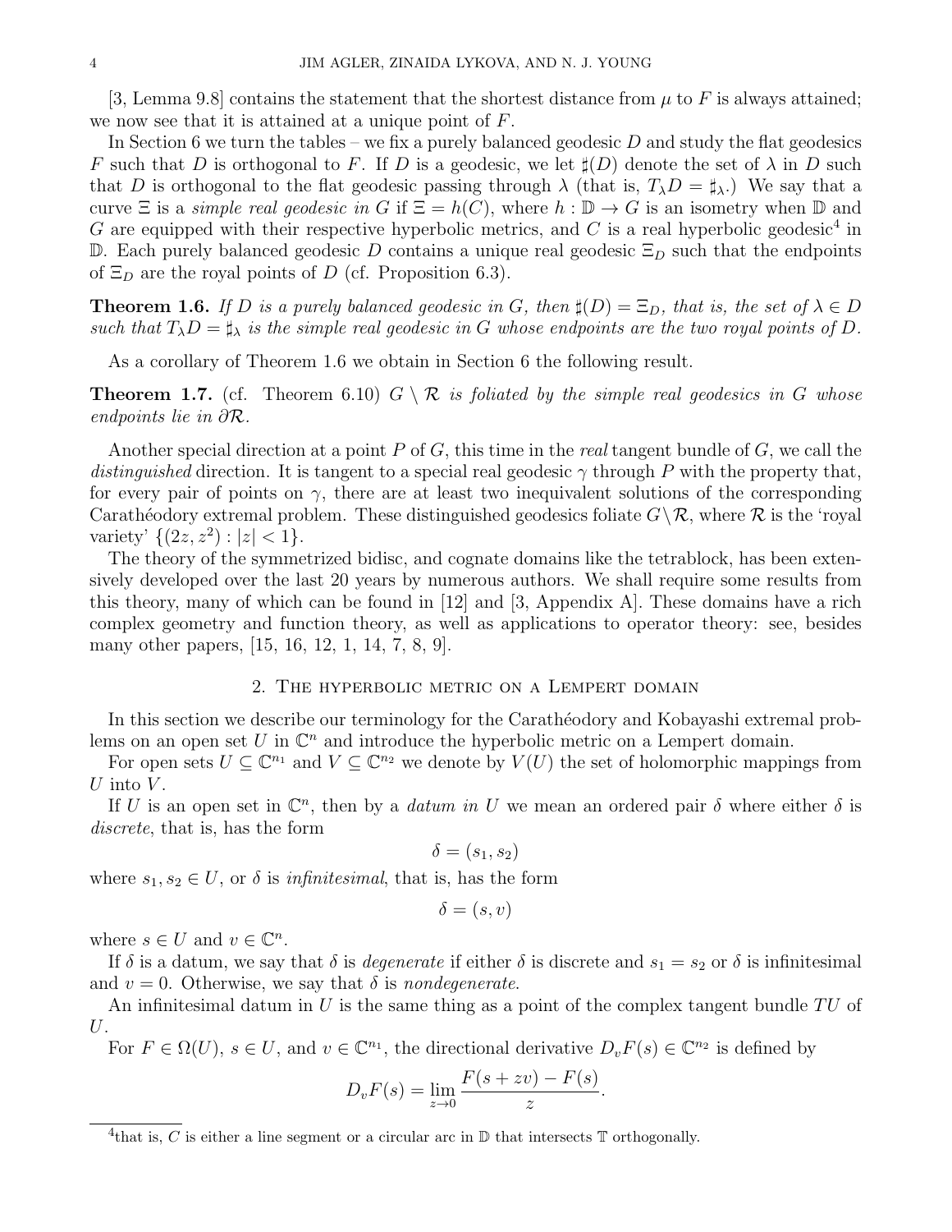[3, Lemma 9.8] contains the statement that the shortest distance from $\mu$ to $F$ is always attained; we now see that it is attained at a unique point of $F$.

In Section 6 we turn the tables – we fix a purely balanced geodesic $D$ and study the flat geodesics $F$ such that $D$ is orthogonal to $F$. If $D$ is a geodesic, we let $\sharp(D)$ denote the set of $\lambda$ in $D$ such that $D$ is orthogonal to the flat geodesic passing through $\lambda$ (that is, $T_\lambda D = \sharp_\lambda$.) We say that a curve $\Xi$ is a *simple real geodesic in* $G$ if $\Xi = h(C)$, where $h : \mathbb{D} \to G$ is an isometry when $\mathbb{D}$ and $G$ are equipped with their respective hyperbolic metrics, and $C$ is a real hyperbolic geodesic[4] in $\mathbb{D}$. Each purely balanced geodesic $D$ contains a unique real geodesic $\Xi_D$ such that the endpoints of $\Xi_D$ are the royal points of $D$ (cf. Proposition 6.3).

**Theorem 1.6.** *If $D$ is a purely balanced geodesic in $G$, then $\sharp(D) = \Xi_D$, that is, the set of $\lambda \in D$ such that $T_\lambda D = \sharp_\lambda$ is the simple real geodesic in $G$ whose endpoints are the two royal points of $D$.*

As a corollary of Theorem 1.6 we obtain in Section 6 the following result.

**Theorem 1.7.** (cf. Theorem 6.10) *$G \setminus \mathcal{R}$ is foliated by the simple real geodesics in $G$ whose endpoints lie in $\partial\mathcal{R}$.*

Another special direction at a point $P$ of $G$, this time in the *real* tangent bundle of $G$, we call the *distinguished* direction. It is tangent to a special real geodesic $\gamma$ through $P$ with the property that, for every pair of points on $\gamma$, there are at least two inequivalent solutions of the corresponding Carathéodory extremal problem. These distinguished geodesics foliate $G \setminus \mathcal{R}$, where $\mathcal{R}$ is the 'royal variety' $\{(2z, z^2) : |z| < 1\}$.

The theory of the symmetrized bidisc, and cognate domains like the tetrablock, has been extensively developed over the last 20 years by numerous authors. We shall require some results from this theory, many of which can be found in [12] and [3, Appendix A]. These domains have a rich complex geometry and function theory, as well as applications to operator theory: see, besides many other papers, [15, 16, 12, 1, 14, 7, 8, 9].

## 2. The hyperbolic metric on a Lempert domain

In this section we describe our terminology for the Carathéodory and Kobayashi extremal problems on an open set $U$ in $\mathbb{C}^n$ and introduce the hyperbolic metric on a Lempert domain.

For open sets $U \subseteq \mathbb{C}^{n_1}$ and $V \subseteq \mathbb{C}^{n_2}$ we denote by $V(U)$ the set of holomorphic mappings from $U$ into $V$.

If $U$ is an open set in $\mathbb{C}^n$, then by a *datum in* $U$ we mean an ordered pair $\delta$ where either $\delta$ is *discrete*, that is, has the form

$$\delta = (s_1, s_2)$$

where $s_1, s_2 \in U$, or $\delta$ is *infinitesimal*, that is, has the form

$$\delta = (s, v)$$

where $s \in U$ and $v \in \mathbb{C}^n$.

If $\delta$ is a datum, we say that $\delta$ is *degenerate* if either $\delta$ is discrete and $s_1 = s_2$ or $\delta$ is infinitesimal and $v = 0$. Otherwise, we say that $\delta$ is *nondegenerate*.

An infinitesimal datum in $U$ is the same thing as a point of the complex tangent bundle $TU$ of $U$.

For $F \in \Omega(U)$, $s \in U$, and $v \in \mathbb{C}^{n_1}$, the directional derivative $D_v F(s) \in \mathbb{C}^{n_2}$ is defined by

$$D_v F(s) = \lim_{z \to 0} \frac{F(s + zv) - F(s)}{z}.$$

[4] that is, $C$ is either a line segment or a circular arc in $\mathbb{D}$ that intersects $\mathbb{T}$ orthogonally.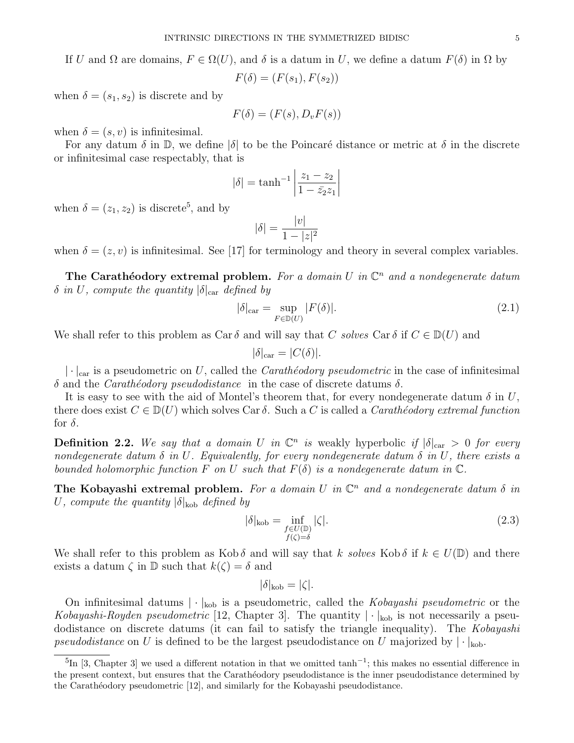If $U$ and $\Omega$ are domains, $F \in \Omega(U)$, and $\delta$ is a datum in $U$, we define a datum $F(\delta)$ in $\Omega$ by

$$F(\delta) = (F(s_1), F(s_2))$$

when $\delta = (s_1, s_2)$ is discrete and by

$$F(\delta) = (F(s), D_v F(s))$$

when $\delta = (s, v)$ is infinitesimal.

For any datum $\delta$ in $\mathbb{D}$, we define $|\delta|$ to be the Poincaré distance or metric at $\delta$ in the discrete or infinitesimal case respectably, that is

$$|\delta| = \tanh^{-1} \left| \frac{z_1 - z_2}{1 - \bar{z}_2 z_1} \right|$$

when $\delta = (z_1, z_2)$ is discrete[5], and by

$$|\delta| = \frac{|v|}{1 - |z|^2}$$

when $\delta = (z, v)$ is infinitesimal. See [17] for terminology and theory in several complex variables.

**The Carathéodory extremal problem.** *For a domain $U$ in $\mathbb{C}^n$ and a nondegenerate datum $\delta$ in $U$, compute the quantity $|\delta|_{\mathrm{car}}$ defined by*

$$|\delta|_{\mathrm{car}} = \sup_{F \in \mathbb{D}(U)} |F(\delta)|. \tag{2.1}$$

We shall refer to this problem as $\operatorname{Car} \delta$ and will say that $C$ *solves* $\operatorname{Car} \delta$ if $C \in \mathbb{D}(U)$ and

$$|\delta|_{\mathrm{car}} = |C(\delta)|.$$

$|\cdot|_{\mathrm{car}}$ is a pseudometric on $U$, called the *Carathéodory pseudometric* in the case of infinitesimal $\delta$ and the *Carathéodory pseudodistance* in the case of discrete datums $\delta$.

It is easy to see with the aid of Montel's theorem that, for every nondegenerate datum $\delta$ in $U$, there does exist $C \in \mathbb{D}(U)$ which solves $\operatorname{Car} \delta$. Such a $C$ is called a *Carathéodory extremal function* for $\delta$.

**Definition 2.2.** *We say that a domain $U$ in $\mathbb{C}^n$ is* weakly hyperbolic *if $|\delta|_{\mathrm{car}} > 0$ for every nondegenerate datum $\delta$ in $U$. Equivalently, for every nondegenerate datum $\delta$ in $U$, there exists a bounded holomorphic function $F$ on $U$ such that $F(\delta)$ is a nondegenerate datum in $\mathbb{C}$.*

**The Kobayashi extremal problem.** *For a domain $U$ in $\mathbb{C}^n$ and a nondegenerate datum $\delta$ in $U$, compute the quantity $|\delta|_{\mathrm{kob}}$ defined by*

$$|\delta|_{\mathrm{kob}} = \inf_{\substack{f \in U(\mathbb{D}) \\ f(\zeta) = \delta}} |\zeta|. \tag{2.3}$$

We shall refer to this problem as $\operatorname{Kob} \delta$ and will say that $k$ *solves* $\operatorname{Kob} \delta$ if $k \in U(\mathbb{D})$ and there exists a datum $\zeta$ in $\mathbb{D}$ such that $k(\zeta) = \delta$ and

$$|\delta|_{\mathrm{kob}} = |\zeta|.$$

On infinitesimal datums $|\cdot|_{\mathrm{kob}}$ is a pseudometric, called the *Kobayashi pseudometric* or the *Kobayashi-Royden pseudometric* [12, Chapter 3]. The quantity $|\cdot|_{\mathrm{kob}}$ is not necessarily a pseudodistance on discrete datums (it can fail to satisfy the triangle inequality). The *Kobayashi pseudodistance* on $U$ is defined to be the largest pseudodistance on $U$ majorized by $|\cdot|_{\mathrm{kob}}$.

---

[5] In [3, Chapter 3] we used a different notation in that we omitted $\tanh^{-1}$; this makes no essential difference in the present context, but ensures that the Carathéodory pseudodistance is the inner pseudodistance determined by the Carathéodory pseudometric [12], and similarly for the Kobayashi pseudodistance.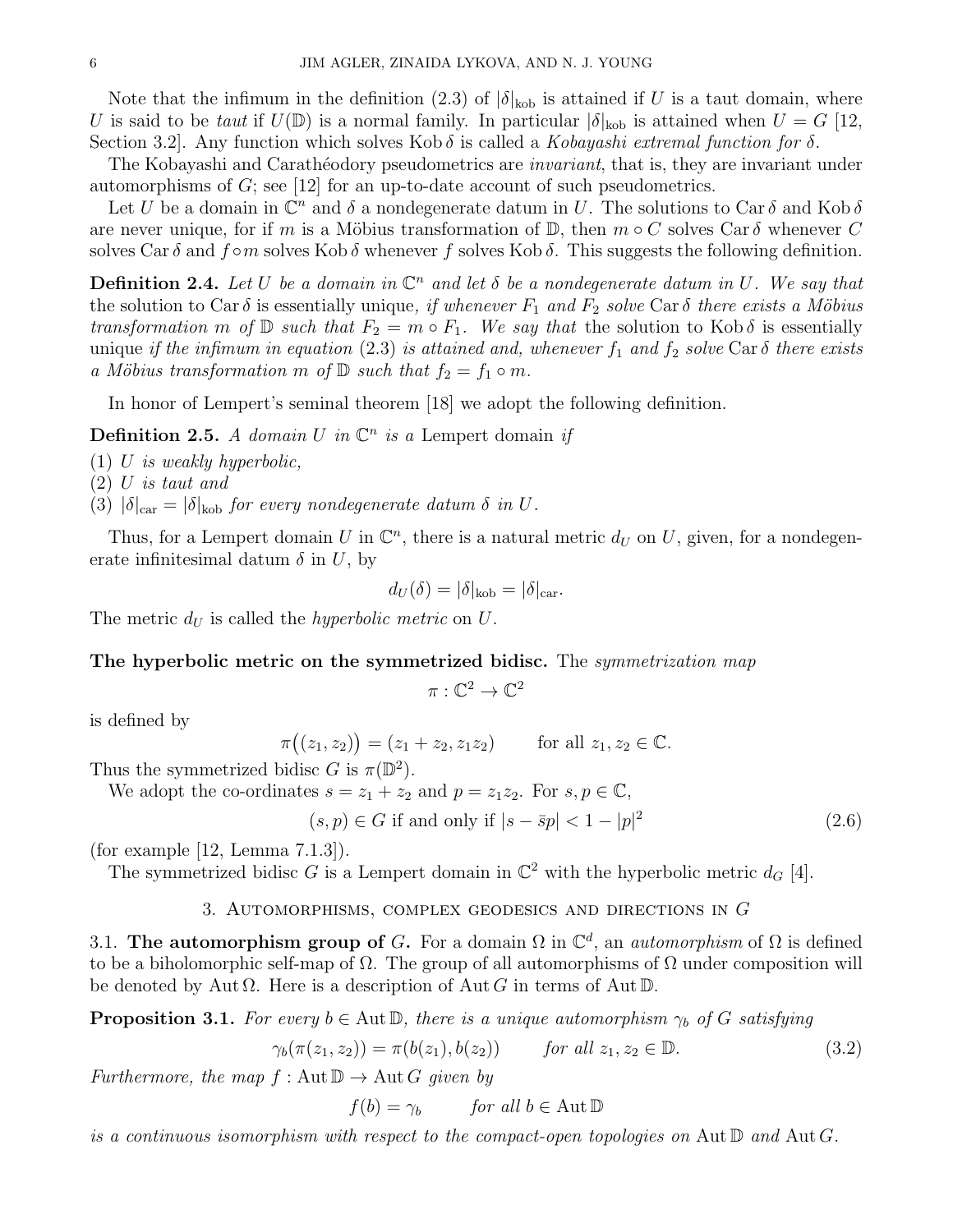Note that the infimum in the definition (2.3) of $|\delta|_{\rm kob}$ is attained if $U$ is a taut domain, where $U$ is said to be *taut* if $U(\mathbb{D})$ is a normal family. In particular $|\delta|_{\rm kob}$ is attained when $U = G$ [12, Section 3.2]. Any function which solves $\operatorname{Kob}\delta$ is called a *Kobayashi extremal function for* $\delta$.

The Kobayashi and Carathéodory pseudometrics are *invariant*, that is, they are invariant under automorphisms of $G$; see [12] for an up-to-date account of such pseudometrics.

Let $U$ be a domain in $\mathbb{C}^n$ and $\delta$ a nondegenerate datum in $U$. The solutions to $\operatorname{Car}\delta$ and $\operatorname{Kob}\delta$ are never unique, for if $m$ is a Möbius transformation of $\mathbb{D}$, then $m \circ C$ solves $\operatorname{Car}\delta$ whenever $C$ solves $\operatorname{Car}\delta$ and $f \circ m$ solves $\operatorname{Kob}\delta$ whenever $f$ solves $\operatorname{Kob}\delta$. This suggests the following definition.

**Definition 2.4.** *Let $U$ be a domain in $\mathbb{C}^n$ and let $\delta$ be a nondegenerate datum in $U$. We say that* the solution to $\operatorname{Car}\delta$ is essentially unique, *if whenever $F_1$ and $F_2$ solve* $\operatorname{Car}\delta$ *there exists a Möbius transformation $m$ of $\mathbb{D}$ such that $F_2 = m \circ F_1$. We say that* the solution to $\operatorname{Kob}\delta$ is essentially unique *if the infimum in equation* (2.3) *is attained and, whenever $f_1$ and $f_2$ solve* $\operatorname{Car}\delta$ *there exists a Möbius transformation $m$ of $\mathbb{D}$ such that $f_2 = f_1 \circ m$.*

In honor of Lempert's seminal theorem [18] we adopt the following definition.

**Definition 2.5.** *A domain $U$ in $\mathbb{C}^n$ is a* Lempert domain *if*

(1) *$U$ is weakly hyperbolic,*
(2) *$U$ is taut and*
(3) *$|\delta|_{\rm car} = |\delta|_{\rm kob}$ for every nondegenerate datum $\delta$ in $U$.*

Thus, for a Lempert domain $U$ in $\mathbb{C}^n$, there is a natural metric $d_U$ on $U$, given, for a nondegenerate infinitesimal datum $\delta$ in $U$, by

$$d_U(\delta) = |\delta|_{\rm kob} = |\delta|_{\rm car}.$$

The metric $d_U$ is called the *hyperbolic metric* on $U$.

**The hyperbolic metric on the symmetrized bidisc.** The *symmetrization map*

$$\pi : \mathbb{C}^2 \to \mathbb{C}^2$$

is defined by

$$\pi\big((z_1, z_2)\big) = (z_1 + z_2, z_1 z_2) \qquad \text{for all } z_1, z_2 \in \mathbb{C}.$$

Thus the symmetrized bidisc $G$ is $\pi(\mathbb{D}^2)$.

We adopt the co-ordinates $s = z_1 + z_2$ and $p = z_1 z_2$. For $s, p \in \mathbb{C}$,

$$(s, p) \in G \text{ if and only if } |s - \bar{s}p| < 1 - |p|^2 \tag{2.6}$$

(for example [12, Lemma 7.1.3]).

The symmetrized bidisc $G$ is a Lempert domain in $\mathbb{C}^2$ with the hyperbolic metric $d_G$ [4].

## 3. Automorphisms, complex geodesics and directions in $G$

3.1. **The automorphism group of $G$.** For a domain $\Omega$ in $\mathbb{C}^d$, an *automorphism* of $\Omega$ is defined to be a biholomorphic self-map of $\Omega$. The group of all automorphisms of $\Omega$ under composition will be denoted by $\operatorname{Aut}\Omega$. Here is a description of $\operatorname{Aut} G$ in terms of $\operatorname{Aut}\mathbb{D}$.

**Proposition 3.1.** *For every $b \in \operatorname{Aut}\mathbb{D}$, there is a unique automorphism $\gamma_b$ of $G$ satisfying*

$$\gamma_b(\pi(z_1, z_2)) = \pi(b(z_1), b(z_2)) \qquad \text{for all } z_1, z_2 \in \mathbb{D}. \tag{3.2}$$

*Furthermore, the map $f : \operatorname{Aut}\mathbb{D} \to \operatorname{Aut} G$ given by*

$$f(b) = \gamma_b \qquad \text{for all } b \in \operatorname{Aut}\mathbb{D}$$

*is a continuous isomorphism with respect to the compact-open topologies on* $\operatorname{Aut}\mathbb{D}$ *and* $\operatorname{Aut} G$.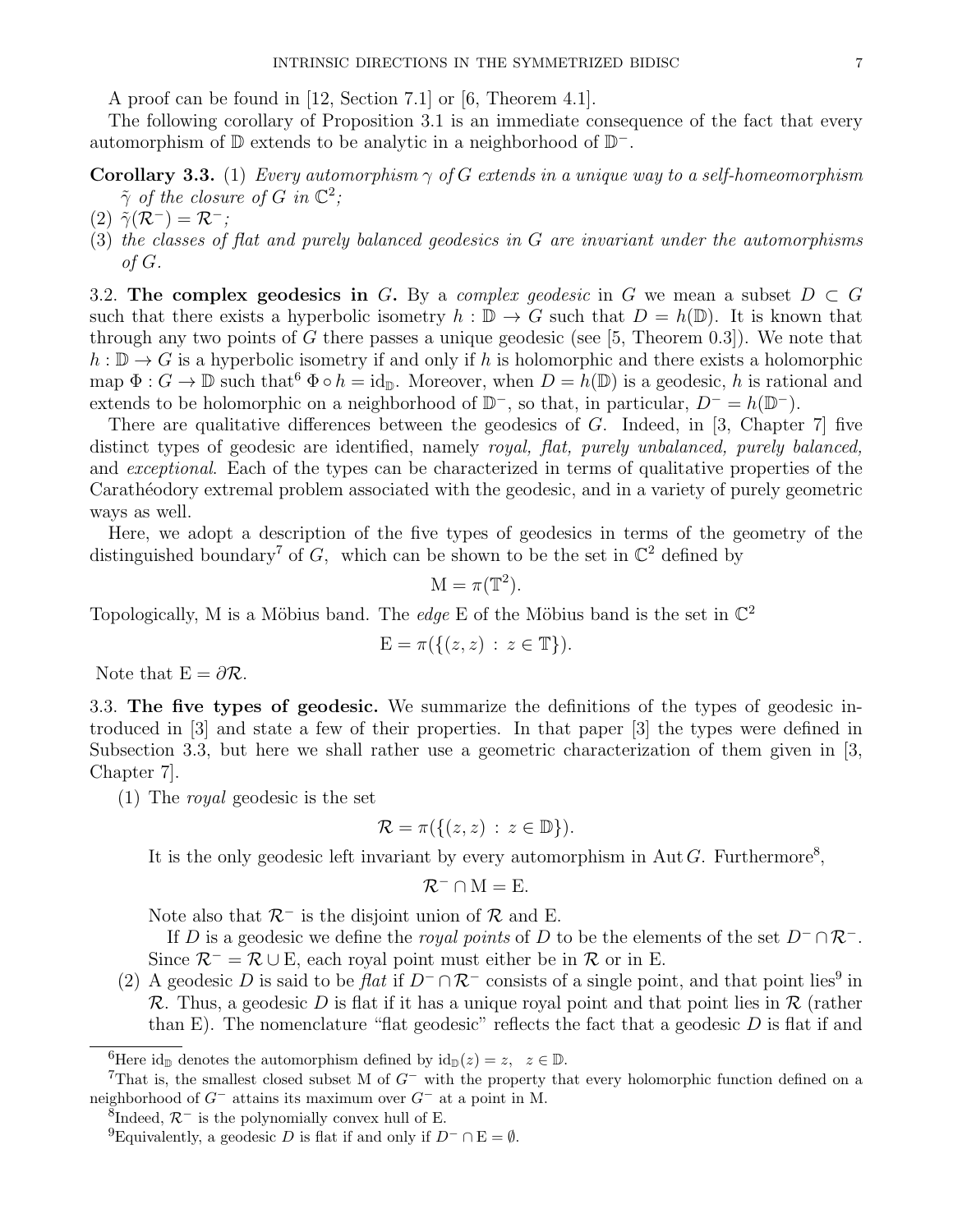A proof can be found in [12, Section 7.1] or [6, Theorem 4.1].

The following corollary of Proposition 3.1 is an immediate consequence of the fact that every automorphism of $\mathbb{D}$ extends to be analytic in a neighborhood of $\mathbb{D}^-$.

**Corollary 3.3.** (1) *Every automorphism $\gamma$ of $G$ extends in a unique way to a self-homeomorphism $\tilde{\gamma}$ of the closure of $G$ in $\mathbb{C}^2$;*
(2) $\tilde{\gamma}(\mathcal{R}^-) = \mathcal{R}^-$*;*
(3) *the classes of flat and purely balanced geodesics in $G$ are invariant under the automorphisms of $G$.*

3.2. **The complex geodesics in $G$.** By a *complex geodesic* in $G$ we mean a subset $D \subset G$ such that there exists a hyperbolic isometry $h : \mathbb{D} \to G$ such that $D = h(\mathbb{D})$. It is known that through any two points of $G$ there passes a unique geodesic (see [5, Theorem 0.3]). We note that $h : \mathbb{D} \to G$ is a hyperbolic isometry if and only if $h$ is holomorphic and there exists a holomorphic map $\Phi : G \to \mathbb{D}$ such that[6] $\Phi \circ h = \mathrm{id}_{\mathbb{D}}$. Moreover, when $D = h(\mathbb{D})$ is a geodesic, $h$ is rational and extends to be holomorphic on a neighborhood of $\mathbb{D}^-$, so that, in particular, $D^- = h(\mathbb{D}^-)$.

There are qualitative differences between the geodesics of $G$. Indeed, in [3, Chapter 7] five distinct types of geodesic are identified, namely *royal, flat, purely unbalanced, purely balanced,* and *exceptional*. Each of the types can be characterized in terms of qualitative properties of the Carathéodory extremal problem associated with the geodesic, and in a variety of purely geometric ways as well.

Here, we adopt a description of the five types of geodesics in terms of the geometry of the distinguished boundary[7] of $G$, which can be shown to be the set in $\mathbb{C}^2$ defined by

$$\mathrm{M} = \pi(\mathbb{T}^2).$$

Topologically, M is a Möbius band. The *edge* E of the Möbius band is the set in $\mathbb{C}^2$

$$\mathrm{E} = \pi(\{(z, z) : z \in \mathbb{T}\}).$$

Note that $\mathrm{E} = \partial\mathcal{R}$.

3.3. **The five types of geodesic.** We summarize the definitions of the types of geodesic introduced in [3] and state a few of their properties. In that paper [3] the types were defined in Subsection 3.3, but here we shall rather use a geometric characterization of them given in [3, Chapter 7].

(1) The *royal* geodesic is the set

$$\mathcal{R} = \pi(\{(z, z) : z \in \mathbb{D}\}).$$

It is the only geodesic left invariant by every automorphism in $\operatorname{Aut} G$. Furthermore[8],

$$\mathcal{R}^- \cap \mathrm{M} = \mathrm{E}.$$

Note also that $\mathcal{R}^-$ is the disjoint union of $\mathcal{R}$ and E.

If $D$ is a geodesic we define the *royal points* of $D$ to be the elements of the set $D^- \cap \mathcal{R}^-$. Since $\mathcal{R}^- = \mathcal{R} \cup \mathrm{E}$, each royal point must either be in $\mathcal{R}$ or in E.

(2) A geodesic $D$ is said to be *flat* if $D^- \cap \mathcal{R}^-$ consists of a single point, and that point lies[9] in $\mathcal{R}$. Thus, a geodesic $D$ is flat if it has a unique royal point and that point lies in $\mathcal{R}$ (rather than E). The nomenclature "flat geodesic" reflects the fact that a geodesic $D$ is flat if and

---

[6] Here $\mathrm{id}_{\mathbb{D}}$ denotes the automorphism defined by $\mathrm{id}_{\mathbb{D}}(z) = z, \quad z \in \mathbb{D}$.

[7] That is, the smallest closed subset M of $G^-$ with the property that every holomorphic function defined on a neighborhood of $G^-$ attains its maximum over $G^-$ at a point in M.

[8] Indeed, $\mathcal{R}^-$ is the polynomially convex hull of E.

[9] Equivalently, a geodesic $D$ is flat if and only if $D^- \cap \mathrm{E} = \emptyset$.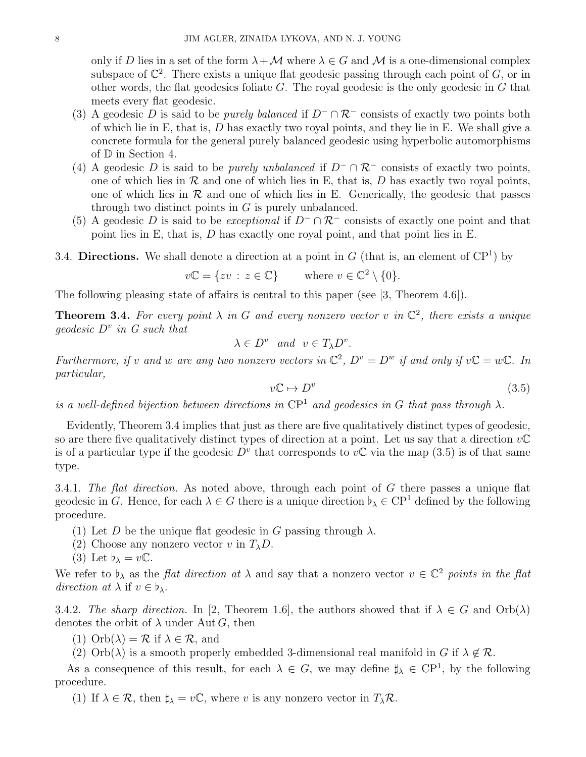only if $D$ lies in a set of the form $\lambda + \mathcal{M}$ where $\lambda \in G$ and $\mathcal{M}$ is a one-dimensional complex subspace of $\mathbb{C}^2$. There exists a unique flat geodesic passing through each point of $G$, or in other words, the flat geodesics foliate $G$. The royal geodesic is the only geodesic in $G$ that meets every flat geodesic.

(3) A geodesic $D$ is said to be *purely balanced* if $D^- \cap \mathcal{R}^-$ consists of exactly two points both of which lie in E, that is, $D$ has exactly two royal points, and they lie in E. We shall give a concrete formula for the general purely balanced geodesic using hyperbolic automorphisms of $\mathbb{D}$ in Section 4.

(4) A geodesic $D$ is said to be *purely unbalanced* if $D^- \cap \mathcal{R}^-$ consists of exactly two points, one of which lies in $\mathcal{R}$ and one of which lies in E, that is, $D$ has exactly two royal points, one of which lies in $\mathcal{R}$ and one of which lies in E. Generically, the geodesic that passes through two distinct points in $G$ is purely unbalanced.

(5) A geodesic $D$ is said to be *exceptional* if $D^- \cap \mathcal{R}^-$ consists of exactly one point and that point lies in E, that is, $D$ has exactly one royal point, and that point lies in E.

3.4. **Directions.** We shall denote a direction at a point in $G$ (that is, an element of $\mathrm{CP}^1$) by

$$v\mathbb{C} = \{zv \,:\, z \in \mathbb{C}\} \qquad \text{where } v \in \mathbb{C}^2 \setminus \{0\}.$$

The following pleasing state of affairs is central to this paper (see [3, Theorem 4.6]).

**Theorem 3.4.** *For every point $\lambda$ in $G$ and every nonzero vector $v$ in $\mathbb{C}^2$, there exists a unique geodesic $D^v$ in $G$ such that*

$$\lambda \in D^v \quad \text{and} \quad v \in T_\lambda D^v.$$

*Furthermore, if $v$ and $w$ are any two nonzero vectors in $\mathbb{C}^2$, $D^v = D^w$ if and only if $v\mathbb{C} = w\mathbb{C}$. In particular,*

$$v\mathbb{C} \mapsto D^v \tag{3.5}$$

*is a well-defined bijection between directions in $\mathrm{CP}^1$ and geodesics in $G$ that pass through $\lambda$.*

Evidently, Theorem 3.4 implies that just as there are five qualitatively distinct types of geodesic, so are there five qualitatively distinct types of direction at a point. Let us say that a direction $v\mathbb{C}$ is of a particular type if the geodesic $D^v$ that corresponds to $v\mathbb{C}$ via the map (3.5) is of that same type.

3.4.1. *The flat direction.* As noted above, through each point of $G$ there passes a unique flat geodesic in $G$. Hence, for each $\lambda \in G$ there is a unique direction $\flat_\lambda \in \mathrm{CP}^1$ defined by the following procedure.

(1) Let $D$ be the unique flat geodesic in $G$ passing through $\lambda$.
(2) Choose any nonzero vector $v$ in $T_\lambda D$.
(3) Let $\flat_\lambda = v\mathbb{C}$.

We refer to $\flat_\lambda$ as the *flat direction at* $\lambda$ and say that a nonzero vector $v \in \mathbb{C}^2$ *points in the flat direction at* $\lambda$ if $v \in \flat_\lambda$.

3.4.2. *The sharp direction.* In [2, Theorem 1.6], the authors showed that if $\lambda \in G$ and $\mathrm{Orb}(\lambda)$ denotes the orbit of $\lambda$ under $\mathrm{Aut}\, G$, then

(1) $\mathrm{Orb}(\lambda) = \mathcal{R}$ if $\lambda \in \mathcal{R}$, and
(2) $\mathrm{Orb}(\lambda)$ is a smooth properly embedded 3-dimensional real manifold in $G$ if $\lambda \notin \mathcal{R}$.

As a consequence of this result, for each $\lambda \in G$, we may define $\sharp_\lambda \in \mathrm{CP}^1$, by the following procedure.

(1) If $\lambda \in \mathcal{R}$, then $\sharp_\lambda = v\mathbb{C}$, where $v$ is any nonzero vector in $T_\lambda \mathcal{R}$.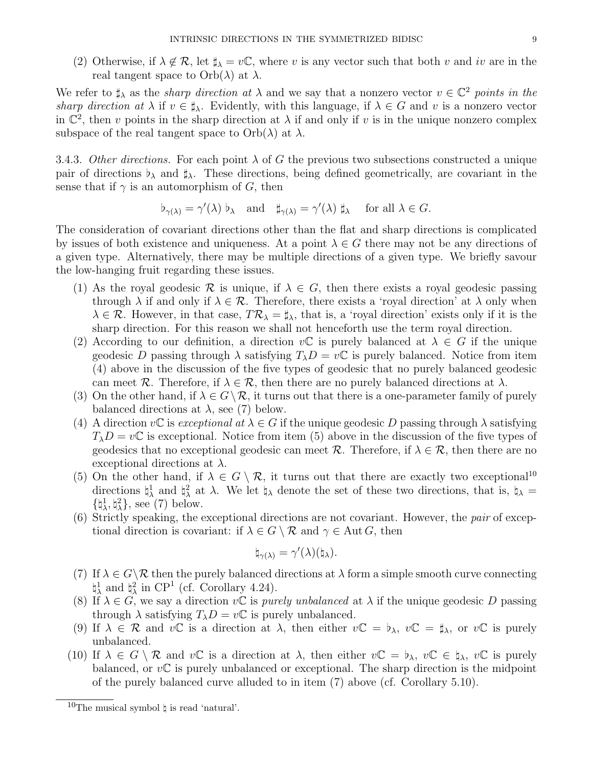(2) Otherwise, if $\lambda \notin \mathcal{R}$, let $\sharp_\lambda = v\mathbb{C}$, where $v$ is any vector such that both $v$ and $iv$ are in the real tangent space to $\mathrm{Orb}(\lambda)$ at $\lambda$.

We refer to $\sharp_\lambda$ as the *sharp direction at* $\lambda$ and we say that a nonzero vector $v \in \mathbb{C}^2$ *points in the sharp direction at* $\lambda$ if $v \in \sharp_\lambda$. Evidently, with this language, if $\lambda \in G$ and $v$ is a nonzero vector in $\mathbb{C}^2$, then $v$ points in the sharp direction at $\lambda$ if and only if $v$ is in the unique nonzero complex subspace of the real tangent space to $\mathrm{Orb}(\lambda)$ at $\lambda$.

3.4.3. *Other directions.* For each point $\lambda$ of $G$ the previous two subsections constructed a unique pair of directions $\flat_\lambda$ and $\sharp_\lambda$. These directions, being defined geometrically, are covariant in the sense that if $\gamma$ is an automorphism of $G$, then

$$\flat_{\gamma(\lambda)} = \gamma'(\lambda)\, \flat_\lambda \quad \text{and} \quad \sharp_{\gamma(\lambda)} = \gamma'(\lambda)\, \sharp_\lambda \quad \text{for all } \lambda \in G.$$

The consideration of covariant directions other than the flat and sharp directions is complicated by issues of both existence and uniqueness. At a point $\lambda \in G$ there may not be any directions of a given type. Alternatively, there may be multiple directions of a given type. We briefly savour the low-hanging fruit regarding these issues.

1. As the royal geodesic $\mathcal{R}$ is unique, if $\lambda \in G$, then there exists a royal geodesic passing through $\lambda$ if and only if $\lambda \in \mathcal{R}$. Therefore, there exists a 'royal direction' at $\lambda$ only when $\lambda \in \mathcal{R}$. However, in that case, $T\mathcal{R}_\lambda = \sharp_\lambda$, that is, a 'royal direction' exists only if it is the sharp direction. For this reason we shall not henceforth use the term royal direction.
2. According to our definition, a direction $v\mathbb{C}$ is purely balanced at $\lambda \in G$ if the unique geodesic $D$ passing through $\lambda$ satisfying $T_\lambda D = v\mathbb{C}$ is purely balanced. Notice from item (4) above in the discussion of the five types of geodesic that no purely balanced geodesic can meet $\mathcal{R}$. Therefore, if $\lambda \in \mathcal{R}$, then there are no purely balanced directions at $\lambda$.
3. On the other hand, if $\lambda \in G \setminus \mathcal{R}$, it turns out that there is a one-parameter family of purely balanced directions at $\lambda$, see (7) below.
4. A direction $v\mathbb{C}$ is *exceptional at* $\lambda \in G$ if the unique geodesic $D$ passing through $\lambda$ satisfying $T_\lambda D = v\mathbb{C}$ is exceptional. Notice from item (5) above in the discussion of the five types of geodesics that no exceptional geodesic can meet $\mathcal{R}$. Therefore, if $\lambda \in \mathcal{R}$, then there are no exceptional directions at $\lambda$.
5. On the other hand, if $\lambda \in G \setminus \mathcal{R}$, it turns out that there are exactly two exceptional[10] directions $\natural_\lambda^1$ and $\natural_\lambda^2$ at $\lambda$. We let $\natural_\lambda$ denote the set of these two directions, that is, $\natural_\lambda = \{\natural_\lambda^1, \natural_\lambda^2\}$, see (7) below.
6. Strictly speaking, the exceptional directions are not covariant. However, the *pair* of exceptional direction is covariant: if $\lambda \in G \setminus \mathcal{R}$ and $\gamma \in \mathrm{Aut}\, G$, then
$$\natural_{\gamma(\lambda)} = \gamma'(\lambda)(\natural_\lambda).$$
7. If $\lambda \in G \setminus \mathcal{R}$ then the purely balanced directions at $\lambda$ form a simple smooth curve connecting $\natural_\lambda^1$ and $\natural_\lambda^2$ in $\mathrm{CP}^1$ (cf. Corollary 4.24).
8. If $\lambda \in G$, we say a direction $v\mathbb{C}$ is *purely unbalanced* at $\lambda$ if the unique geodesic $D$ passing through $\lambda$ satisfying $T_\lambda D = v\mathbb{C}$ is purely unbalanced.
9. If $\lambda \in \mathcal{R}$ and $v\mathbb{C}$ is a direction at $\lambda$, then either $v\mathbb{C} = \flat_\lambda$, $v\mathbb{C} = \sharp_\lambda$, or $v\mathbb{C}$ is purely unbalanced.
10. If $\lambda \in G \setminus \mathcal{R}$ and $v\mathbb{C}$ is a direction at $\lambda$, then either $v\mathbb{C} = \flat_\lambda$, $v\mathbb{C} \in \natural_\lambda$, $v\mathbb{C}$ is purely balanced, or $v\mathbb{C}$ is purely unbalanced or exceptional. The sharp direction is the midpoint of the purely balanced curve alluded to in item (7) above (cf. Corollary 5.10).

[10] The musical symbol $\natural$ is read 'natural'.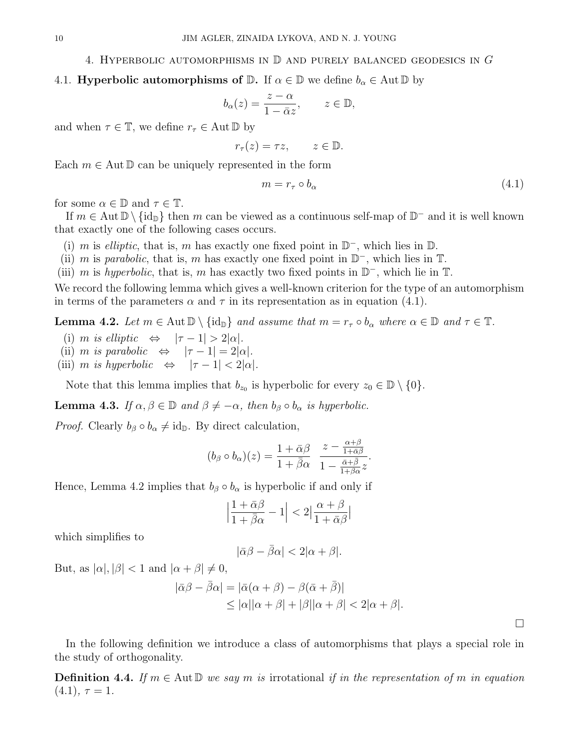## 4. Hyperbolic automorphisms in $\mathbb{D}$ and purely balanced geodesics in $G$

**4.1. Hyperbolic automorphisms of $\mathbb{D}$.** If $\alpha \in \mathbb{D}$ we define $b_\alpha \in \operatorname{Aut}\mathbb{D}$ by

$$b_\alpha(z) = \frac{z - \alpha}{1 - \bar{\alpha} z}, \qquad z \in \mathbb{D},$$

and when $\tau \in \mathbb{T}$, we define $r_\tau \in \operatorname{Aut}\mathbb{D}$ by

$$r_\tau(z) = \tau z, \qquad z \in \mathbb{D}.$$

Each $m \in \operatorname{Aut}\mathbb{D}$ can be uniquely represented in the form

$$m = r_\tau \circ b_\alpha \tag{4.1}$$

for some $\alpha \in \mathbb{D}$ and $\tau \in \mathbb{T}$.

If $m \in \operatorname{Aut}\mathbb{D} \setminus \{\mathrm{id}_\mathbb{D}\}$ then $m$ can be viewed as a continuous self-map of $\mathbb{D}^-$ and it is well known that exactly one of the following cases occurs.

(i) $m$ is *elliptic*, that is, $m$ has exactly one fixed point in $\mathbb{D}^-$, which lies in $\mathbb{D}$.
(ii) $m$ is *parabolic*, that is, $m$ has exactly one fixed point in $\mathbb{D}^-$, which lies in $\mathbb{T}$.
(iii) $m$ is *hyperbolic*, that is, $m$ has exactly two fixed points in $\mathbb{D}^-$, which lie in $\mathbb{T}$.

We record the following lemma which gives a well-known criterion for the type of an automorphism in terms of the parameters $\alpha$ and $\tau$ in its representation as in equation (4.1).

**Lemma 4.2.** *Let $m \in \operatorname{Aut}\mathbb{D} \setminus \{\mathrm{id}_\mathbb{D}\}$ and assume that $m = r_\tau \circ b_\alpha$ where $\alpha \in \mathbb{D}$ and $\tau \in \mathbb{T}$.*

(i) *$m$ is elliptic* $\quad\Leftrightarrow\quad |\tau - 1| > 2|\alpha|$.
(ii) *$m$ is parabolic* $\quad\Leftrightarrow\quad |\tau - 1| = 2|\alpha|$.
(iii) *$m$ is hyperbolic* $\quad\Leftrightarrow\quad |\tau - 1| < 2|\alpha|$.

Note that this lemma implies that $b_{z_0}$ is hyperbolic for every $z_0 \in \mathbb{D} \setminus \{0\}$.

**Lemma 4.3.** *If $\alpha, \beta \in \mathbb{D}$ and $\beta \neq -\alpha$, then $b_\beta \circ b_\alpha$ is hyperbolic.*

*Proof.* Clearly $b_\beta \circ b_\alpha \neq \mathrm{id}_\mathbb{D}$. By direct calculation,

$$(b_\beta \circ b_\alpha)(z) = \frac{1 + \bar{\alpha}\beta}{1 + \bar{\beta}\alpha} \; \frac{z - \frac{\alpha+\beta}{1+\bar{\alpha}\beta}}{1 - \frac{\bar{\alpha}+\bar{\beta}}{1+\beta\bar{\alpha}} z}.$$

Hence, Lemma 4.2 implies that $b_\beta \circ b_\alpha$ is hyperbolic if and only if

$$\Big|\frac{1 + \bar{\alpha}\beta}{1 + \bar{\beta}\alpha} - 1\Big| < 2\Big|\frac{\alpha + \beta}{1 + \bar{\alpha}\beta}\Big|$$

which simplifies to

$$|\bar{\alpha}\beta - \bar{\beta}\alpha| < 2|\alpha + \beta|.$$

But, as $|\alpha|, |\beta| < 1$ and $|\alpha + \beta| \neq 0$,

$$\begin{aligned}
|\bar{\alpha}\beta - \bar{\beta}\alpha| &= |\bar{\alpha}(\alpha + \beta) - \beta(\bar{\alpha} + \bar{\beta})| \\
&\leq |\alpha||\alpha + \beta| + |\beta||\alpha + \beta| < 2|\alpha + \beta|.
\end{aligned}$$

□

In the following definition we introduce a class of automorphisms that plays a special role in the study of orthogonality.

**Definition 4.4.** *If $m \in \operatorname{Aut}\mathbb{D}$ we say $m$ is* irrotational *if in the representation of $m$ in equation (4.1), $\tau = 1$.*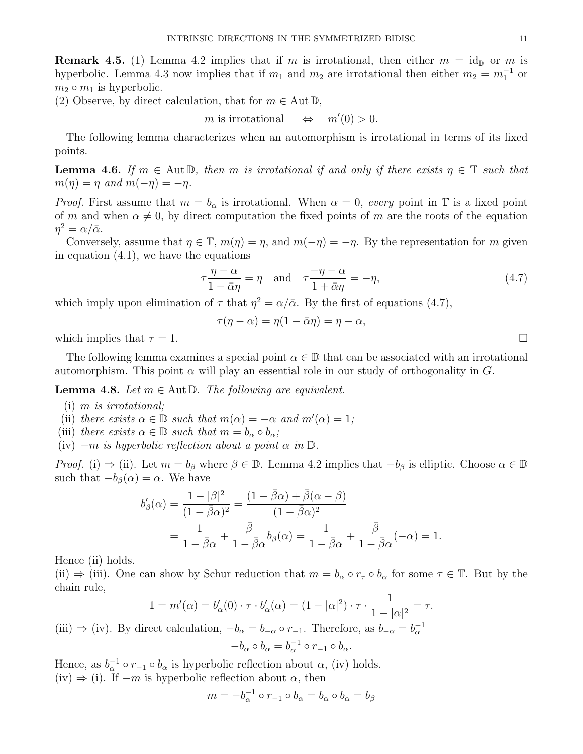**Remark 4.5.** (1) Lemma 4.2 implies that if $m$ is irrotational, then either $m = \mathrm{id}_{\mathbb{D}}$ or $m$ is hyperbolic. Lemma 4.3 now implies that if $m_1$ and $m_2$ are irrotational then either $m_2 = m_1^{-1}$ or $m_2 \circ m_1$ is hyperbolic.
(2) Observe, by direct calculation, that for $m \in \operatorname{Aut}\mathbb{D}$,

$$m \text{ is irrotational} \quad \Leftrightarrow \quad m'(0) > 0.$$

The following lemma characterizes when an automorphism is irrotational in terms of its fixed points.

**Lemma 4.6.** *If $m \in \operatorname{Aut}\mathbb{D}$, then $m$ is irrotational if and only if there exists $\eta \in \mathbb{T}$ such that $m(\eta) = \eta$ and $m(-\eta) = -\eta$.*

*Proof.* First assume that $m = b_\alpha$ is irrotational. When $\alpha = 0$, *every* point in $\mathbb{T}$ is a fixed point of $m$ and when $\alpha \neq 0$, by direct computation the fixed points of $m$ are the roots of the equation $\eta^2 = \alpha/\bar{\alpha}$.

Conversely, assume that $\eta \in \mathbb{T}$, $m(\eta) = \eta$, and $m(-\eta) = -\eta$. By the representation for $m$ given in equation (4.1), we have the equations

$$\tau \frac{\eta - \alpha}{1 - \bar{\alpha}\eta} = \eta \quad \text{and} \quad \tau \frac{-\eta - \alpha}{1 + \bar{\alpha}\eta} = -\eta, \tag{4.7}$$

which imply upon elimination of $\tau$ that $\eta^2 = \alpha/\bar{\alpha}$. By the first of equations (4.7),

$$\tau(\eta - \alpha) = \eta(1 - \bar{\alpha}\eta) = \eta - \alpha,$$

which implies that $\tau = 1$. $\square$

The following lemma examines a special point $\alpha \in \mathbb{D}$ that can be associated with an irrotational automorphism. This point $\alpha$ will play an essential role in our study of orthogonality in $G$.

**Lemma 4.8.** *Let $m \in \operatorname{Aut}\mathbb{D}$. The following are equivalent.*

(i) *$m$ is irrotational;*
(ii) *there exists $\alpha \in \mathbb{D}$ such that $m(\alpha) = -\alpha$ and $m'(\alpha) = 1$;*
(iii) *there exists $\alpha \in \mathbb{D}$ such that $m = b_\alpha \circ b_\alpha$;*
(iv) *$-m$ is hyperbolic reflection about a point $\alpha$ in $\mathbb{D}$.*

*Proof.* (i) $\Rightarrow$ (ii). Let $m = b_\beta$ where $\beta \in \mathbb{D}$. Lemma 4.2 implies that $-b_\beta$ is elliptic. Choose $\alpha \in \mathbb{D}$ such that $-b_\beta(\alpha) = \alpha$. We have

$$\begin{aligned}
b_\beta'(\alpha) &= \frac{1 - |\beta|^2}{(1 - \bar{\beta}\alpha)^2} = \frac{(1 - \bar{\beta}\alpha) + \bar{\beta}(\alpha - \beta)}{(1 - \bar{\beta}\alpha)^2} \\
&= \frac{1}{1 - \beta\alpha} + \frac{\bar{\beta}}{1 - \bar{\beta}\alpha} b_\beta(\alpha) = \frac{1}{1 - \beta\alpha} + \frac{\bar{\beta}}{1 - \bar{\beta}\alpha}(-\alpha) = 1.
\end{aligned}$$

Hence (ii) holds.
(ii) $\Rightarrow$ (iii). One can show by Schur reduction that $m = b_\alpha \circ r_\tau \circ b_\alpha$ for some $\tau \in \mathbb{T}$. But by the chain rule,

$$1 = m'(\alpha) = b_\alpha'(0) \cdot \tau \cdot b_\alpha'(\alpha) = (1 - |\alpha|^2) \cdot \tau \cdot \frac{1}{1 - |\alpha|^2} = \tau.$$

(iii) $\Rightarrow$ (iv). By direct calculation, $-b_\alpha = b_{-\alpha} \circ r_{-1}$. Therefore, as $b_{-\alpha} = b_\alpha^{-1}$

$$-b_\alpha \circ b_\alpha = b_\alpha^{-1} \circ r_{-1} \circ b_\alpha.$$

Hence, as $b_\alpha^{-1} \circ r_{-1} \circ b_\alpha$ is hyperbolic reflection about $\alpha$, (iv) holds.
(iv) $\Rightarrow$ (i). If $-m$ is hyperbolic reflection about $\alpha$, then

$$m = -b_\alpha^{-1} \circ r_{-1} \circ b_\alpha = b_\alpha \circ b_\alpha = b_\beta$$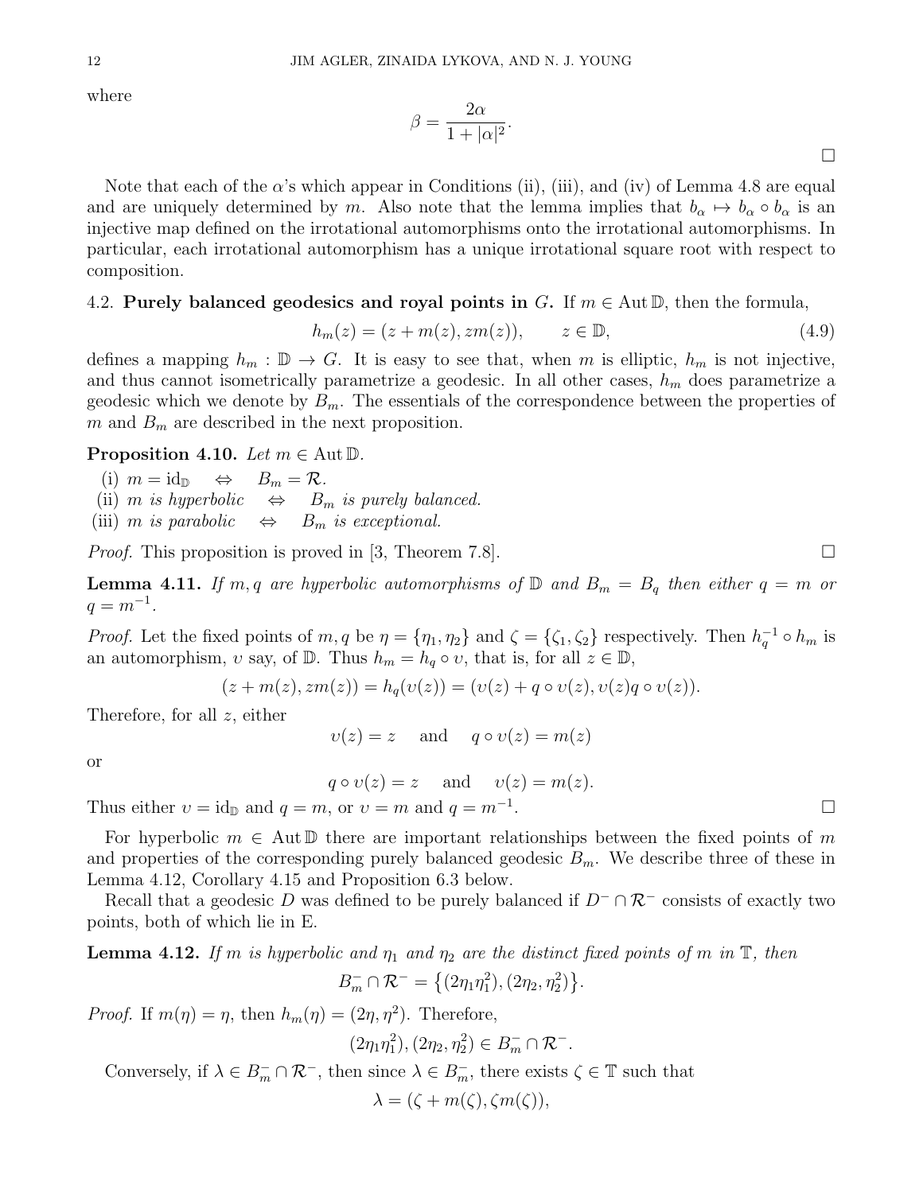where

$$\beta = \frac{2\alpha}{1+|\alpha|^2}.$$

$\square$

Note that each of the $\alpha$'s which appear in Conditions (ii), (iii), and (iv) of Lemma 4.8 are equal and are uniquely determined by $m$. Also note that the lemma implies that $b_\alpha \mapsto b_\alpha \circ b_\alpha$ is an injective map defined on the irrotational automorphisms onto the irrotational automorphisms. In particular, each irrotational automorphism has a unique irrotational square root with respect to composition.

4.2. **Purely balanced geodesics and royal points in $G$.** If $m \in \operatorname{Aut} \mathbb{D}$, then the formula,

$$h_m(z) = (z + m(z), zm(z)), \qquad z \in \mathbb{D}, \tag{4.9}$$

defines a mapping $h_m : \mathbb{D} \to G$. It is easy to see that, when $m$ is elliptic, $h_m$ is not injective, and thus cannot isometrically parametrize a geodesic. In all other cases, $h_m$ does parametrize a geodesic which we denote by $B_m$. The essentials of the correspondence between the properties of $m$ and $B_m$ are described in the next proposition.

**Proposition 4.10.** *Let $m \in \operatorname{Aut} \mathbb{D}$.*

(i) $m = \mathrm{id}_{\mathbb{D}} \quad \Leftrightarrow \quad B_m = \mathcal{R}$.
(ii) *$m$ is hyperbolic* $\quad \Leftrightarrow \quad$ *$B_m$ is purely balanced.*
(iii) *$m$ is parabolic* $\quad \Leftrightarrow \quad$ *$B_m$ is exceptional.*

*Proof.* This proposition is proved in [3, Theorem 7.8]. $\square$

**Lemma 4.11.** *If $m, q$ are hyperbolic automorphisms of $\mathbb{D}$ and $B_m = B_q$ then either $q = m$ or $q = m^{-1}$.*

*Proof.* Let the fixed points of $m, q$ be $\eta = \{\eta_1, \eta_2\}$ and $\zeta = \{\zeta_1, \zeta_2\}$ respectively. Then $h_q^{-1} \circ h_m$ is an automorphism, $\upsilon$ say, of $\mathbb{D}$. Thus $h_m = h_q \circ \upsilon$, that is, for all $z \in \mathbb{D}$,

$$(z + m(z), zm(z)) = h_q(\upsilon(z)) = (\upsilon(z) + q \circ \upsilon(z), \upsilon(z) q \circ \upsilon(z)).$$

Therefore, for all $z$, either

$$\upsilon(z) = z \quad \text{and} \quad q \circ \upsilon(z) = m(z)$$

or

$$q \circ \upsilon(z) = z \quad \text{and} \quad \upsilon(z) = m(z).$$

Thus either $\upsilon = \mathrm{id}_{\mathbb{D}}$ and $q = m$, or $\upsilon = m$ and $q = m^{-1}$. $\square$

For hyperbolic $m \in \operatorname{Aut} \mathbb{D}$ there are important relationships between the fixed points of $m$ and properties of the corresponding purely balanced geodesic $B_m$. We describe three of these in Lemma 4.12, Corollary 4.15 and Proposition 6.3 below.

Recall that a geodesic $D$ was defined to be purely balanced if $D^- \cap \mathcal{R}^-$ consists of exactly two points, both of which lie in E.

**Lemma 4.12.** *If $m$ is hyperbolic and $\eta_1$ and $\eta_2$ are the distinct fixed points of $m$ in $\mathbb{T}$, then*

$$B_m^- \cap \mathcal{R}^- = \left\{(2\eta_1 \eta_1^2), (2\eta_2, \eta_2^2)\right\}.$$

*Proof.* If $m(\eta) = \eta$, then $h_m(\eta) = (2\eta, \eta^2)$. Therefore,

$$(2\eta_1 \eta_1^2), (2\eta_2, \eta_2^2) \in B_m^- \cap \mathcal{R}^-.$$

Conversely, if $\lambda \in B_m^- \cap \mathcal{R}^-$, then since $\lambda \in B_m^-$, there exists $\zeta \in \mathbb{T}$ such that

$$\lambda = (\zeta + m(\zeta), \zeta m(\zeta)),$$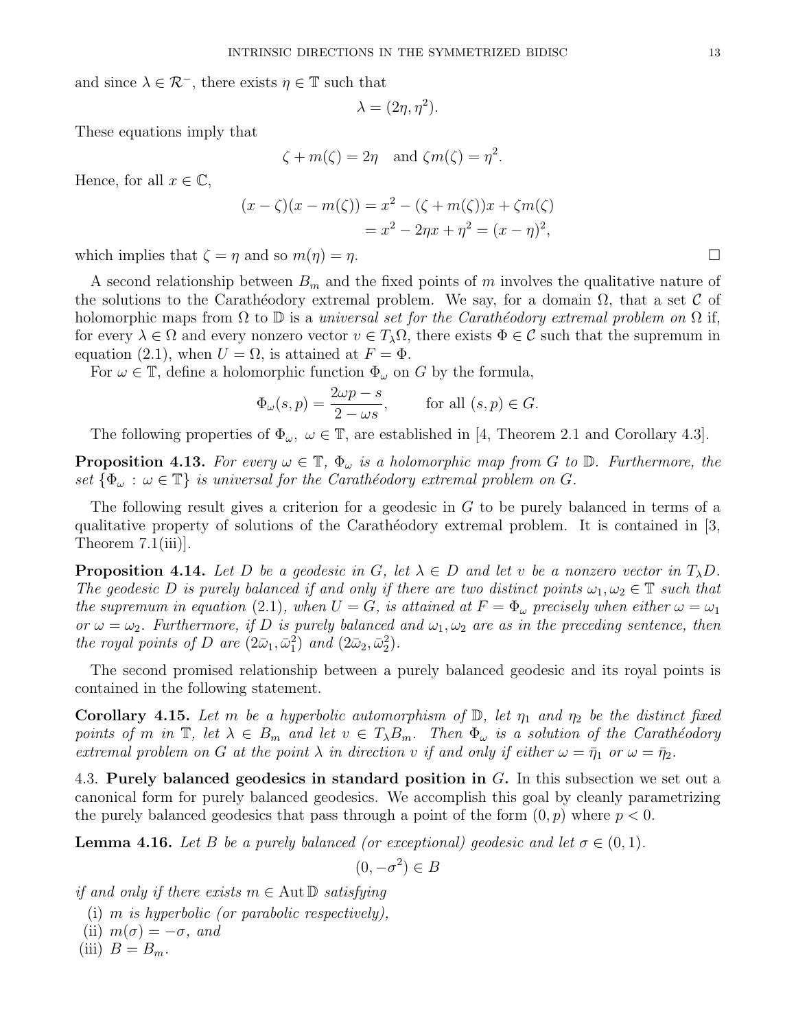and since $\lambda \in \mathcal{R}^-$, there exists $\eta \in \mathbb{T}$ such that

$$\lambda = (2\eta, \eta^2).$$

These equations imply that

$$\zeta + m(\zeta) = 2\eta \quad \text{and } \zeta m(\zeta) = \eta^2.$$

Hence, for all $x \in \mathbb{C}$,

$$\begin{aligned}(x-\zeta)(x-m(\zeta)) &= x^2 - (\zeta + m(\zeta))x + \zeta m(\zeta) \\ &= x^2 - 2\eta x + \eta^2 = (x-\eta)^2,\end{aligned}$$

which implies that $\zeta = \eta$ and so $m(\eta) = \eta$. □

A second relationship between $B_m$ and the fixed points of $m$ involves the qualitative nature of the solutions to the Carathéodory extremal problem. We say, for a domain $\Omega$, that a set $\mathcal{C}$ of holomorphic maps from $\Omega$ to $\mathbb{D}$ is a *universal set for the Carathéodory extremal problem on* $\Omega$ if, for every $\lambda \in \Omega$ and every nonzero vector $v \in T_\lambda \Omega$, there exists $\Phi \in \mathcal{C}$ such that the supremum in equation (2.1), when $U = \Omega$, is attained at $F = \Phi$.

For $\omega \in \mathbb{T}$, define a holomorphic function $\Phi_\omega$ on $G$ by the formula,

$$\Phi_\omega(s,p) = \frac{2\omega p - s}{2 - \omega s}, \qquad \text{for all } (s,p) \in G.$$

The following properties of $\Phi_\omega,\ \omega \in \mathbb{T}$, are established in [4, Theorem 2.1 and Corollary 4.3].

**Proposition 4.13.** *For every $\omega \in \mathbb{T}$, $\Phi_\omega$ is a holomorphic map from $G$ to $\mathbb{D}$. Furthermore, the set $\{\Phi_\omega : \omega \in \mathbb{T}\}$ is universal for the Carathéodory extremal problem on $G$.*

The following result gives a criterion for a geodesic in $G$ to be purely balanced in terms of a qualitative property of solutions of the Carathéodory extremal problem. It is contained in [3, Theorem 7.1(iii)].

**Proposition 4.14.** *Let $D$ be a geodesic in $G$, let $\lambda \in D$ and let $v$ be a nonzero vector in $T_\lambda D$. The geodesic $D$ is purely balanced if and only if there are two distinct points $\omega_1, \omega_2 \in \mathbb{T}$ such that the supremum in equation (2.1), when $U = G$, is attained at $F = \Phi_\omega$ precisely when either $\omega = \omega_1$ or $\omega = \omega_2$. Furthermore, if $D$ is purely balanced and $\omega_1, \omega_2$ are as in the preceding sentence, then the royal points of $D$ are $(2\bar\omega_1, \bar\omega_1^2)$ and $(2\bar\omega_2, \bar\omega_2^2)$.*

The second promised relationship between a purely balanced geodesic and its royal points is contained in the following statement.

**Corollary 4.15.** *Let $m$ be a hyperbolic automorphism of $\mathbb{D}$, let $\eta_1$ and $\eta_2$ be the distinct fixed points of $m$ in $\mathbb{T}$, let $\lambda \in B_m$ and let $v \in T_\lambda B_m$. Then $\Phi_\omega$ is a solution of the Carathéodory extremal problem on $G$ at the point $\lambda$ in direction $v$ if and only if either $\omega = \bar\eta_1$ or $\omega = \bar\eta_2$.*

### 4.3. Purely balanced geodesics in standard position in $G$.

In this subsection we set out a canonical form for purely balanced geodesics. We accomplish this goal by cleanly parametrizing the purely balanced geodesics that pass through a point of the form $(0,p)$ where $p < 0$.

**Lemma 4.16.** *Let $B$ be a purely balanced (or exceptional) geodesic and let $\sigma \in (0,1)$.*

$$(0, -\sigma^2) \in B$$

*if and only if there exists $m \in \operatorname{Aut}\mathbb{D}$ satisfying*

(i) *$m$ is hyperbolic (or parabolic respectively),*
(ii) *$m(\sigma) = -\sigma$, and*
(iii) *$B = B_m$.*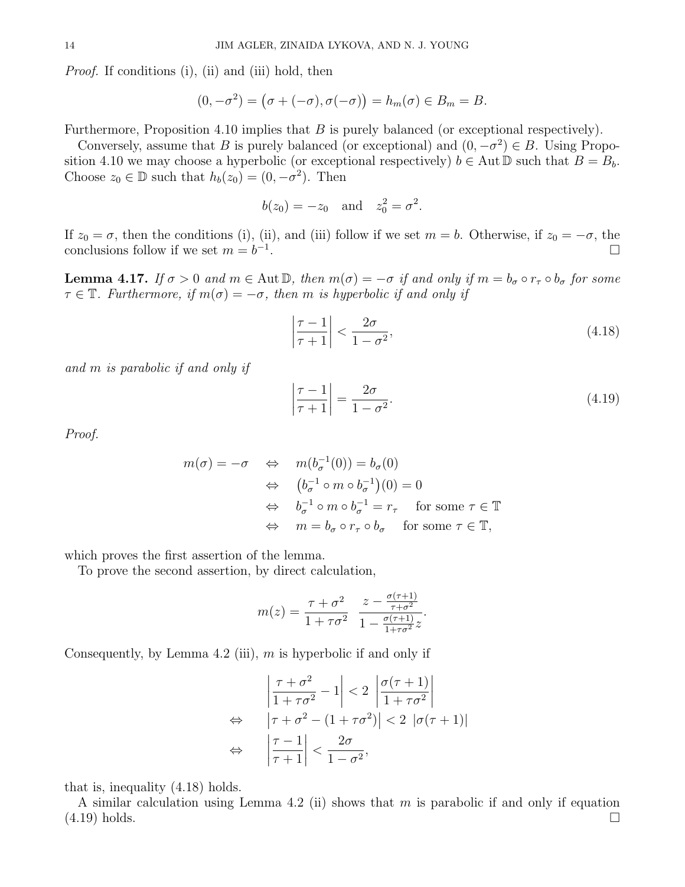*Proof.* If conditions (i), (ii) and (iii) hold, then

$$(0, -\sigma^2) = \big(\sigma + (-\sigma), \sigma(-\sigma)\big) = h_m(\sigma) \in B_m = B.$$

Furthermore, Proposition 4.10 implies that $B$ is purely balanced (or exceptional respectively).

Conversely, assume that $B$ is purely balanced (or exceptional) and $(0, -\sigma^2) \in B$. Using Proposition 4.10 we may choose a hyperbolic (or exceptional respectively) $b \in \operatorname{Aut} \mathbb{D}$ such that $B = B_b$. Choose $z_0 \in \mathbb{D}$ such that $h_b(z_0) = (0, -\sigma^2)$. Then

$$b(z_0) = -z_0 \quad \text{and} \quad z_0^2 = \sigma^2.$$

If $z_0 = \sigma$, then the conditions (i), (ii), and (iii) follow if we set $m = b$. Otherwise, if $z_0 = -\sigma$, the conclusions follow if we set $m = b^{-1}$. $\square$

**Lemma 4.17.** *If $\sigma > 0$ and $m \in \operatorname{Aut} \mathbb{D}$, then $m(\sigma) = -\sigma$ if and only if $m = b_\sigma \circ r_\tau \circ b_\sigma$ for some $\tau \in \mathbb{T}$. Furthermore, if $m(\sigma) = -\sigma$, then $m$ is hyperbolic if and only if*

$$\left| \frac{\tau - 1}{\tau + 1} \right| < \frac{2\sigma}{1 - \sigma^2}, \tag{4.18}$$

*and $m$ is parabolic if and only if*

$$\left| \frac{\tau - 1}{\tau + 1} \right| = \frac{2\sigma}{1 - \sigma^2}. \tag{4.19}$$

*Proof.*

$$\begin{aligned}
m(\sigma) = -\sigma \quad &\Leftrightarrow \quad m(b_\sigma^{-1}(0)) = b_\sigma(0) \\
&\Leftrightarrow \quad \big(b_\sigma^{-1} \circ m \circ b_\sigma^{-1}\big)(0) = 0 \\
&\Leftrightarrow \quad b_\sigma^{-1} \circ m \circ b_\sigma^{-1} = r_\tau \quad \text{ for some } \tau \in \mathbb{T} \\
&\Leftrightarrow \quad m = b_\sigma \circ r_\tau \circ b_\sigma \quad \text{ for some } \tau \in \mathbb{T},
\end{aligned}$$

which proves the first assertion of the lemma.

To prove the second assertion, by direct calculation,

$$m(z) = \frac{\tau + \sigma^2}{1 + \tau\sigma^2} \; \frac{z - \frac{\sigma(\tau+1)}{\tau + \sigma^2}}{1 - \frac{\sigma(\tau+1)}{1 + \tau\sigma^2} z}.$$

Consequently, by Lemma 4.2 (iii), $m$ is hyperbolic if and only if

$$\begin{aligned}
&\left| \frac{\tau + \sigma^2}{1 + \tau\sigma^2} - 1 \right| < 2 \, \left| \frac{\sigma(\tau+1)}{1 + \tau\sigma^2} \right| \\
\Leftrightarrow \quad &\left| \tau + \sigma^2 - (1 + \tau\sigma^2) \right| < 2 \, \left| \sigma(\tau+1) \right| \\
\Leftrightarrow \quad &\left| \frac{\tau - 1}{\tau + 1} \right| < \frac{2\sigma}{1 - \sigma^2},
\end{aligned}$$

that is, inequality (4.18) holds.

A similar calculation using Lemma 4.2 (ii) shows that $m$ is parabolic if and only if equation (4.19) holds. $\square$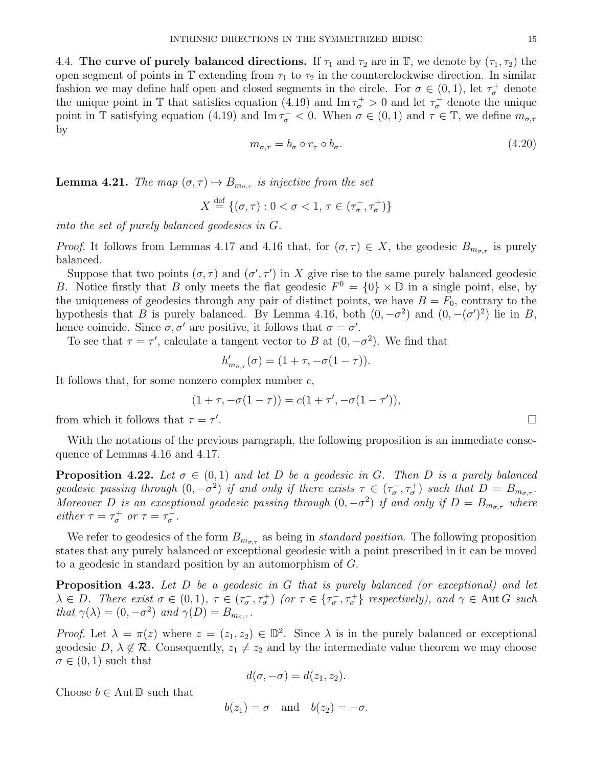4.4. **The curve of purely balanced directions.** If $\tau_1$ and $\tau_2$ are in $\mathbb{T}$, we denote by $(\tau_1, \tau_2)$ the open segment of points in $\mathbb{T}$ extending from $\tau_1$ to $\tau_2$ in the counterclockwise direction. In similar fashion we may define half open and closed segments in the circle. For $\sigma \in (0,1)$, let $\tau_\sigma^+$ denote the unique point in $\mathbb{T}$ that satisfies equation (4.19) and $\operatorname{Im} \tau_\sigma^+ > 0$ and let $\tau_\sigma^-$ denote the unique point in $\mathbb{T}$ satisfying equation (4.19) and $\operatorname{Im} \tau_\sigma^- < 0$. When $\sigma \in (0,1)$ and $\tau \in \mathbb{T}$, we define $m_{\sigma,\tau}$ by

$$m_{\sigma,\tau} = b_\sigma \circ r_\tau \circ b_\sigma. \tag{4.20}$$

**Lemma 4.21.** *The map $(\sigma, \tau) \mapsto B_{m_{\sigma,\tau}}$ is injective from the set*

$$X \stackrel{\text{def}}{=} \{(\sigma, \tau) : 0 < \sigma < 1,\, \tau \in (\tau_\sigma^-, \tau_\sigma^+)\}$$

*into the set of purely balanced geodesics in $G$.*

*Proof.* It follows from Lemmas 4.17 and 4.16 that, for $(\sigma, \tau) \in X$, the geodesic $B_{m_{\sigma,\tau}}$ is purely balanced.

Suppose that two points $(\sigma, \tau)$ and $(\sigma', \tau')$ in $X$ give rise to the same purely balanced geodesic $B$. Notice firstly that $B$ only meets the flat geodesic $F^0 = \{0\} \times \mathbb{D}$ in a single point, else, by the uniqueness of geodesics through any pair of distinct points, we have $B = F_0$, contrary to the hypothesis that $B$ is purely balanced. By Lemma 4.16, both $(0, -\sigma^2)$ and $(0, -(\sigma')^2)$ lie in $B$, hence coincide. Since $\sigma, \sigma'$ are positive, it follows that $\sigma = \sigma'$.

To see that $\tau = \tau'$, calculate a tangent vector to $B$ at $(0, -\sigma^2)$. We find that

$$h'_{m_{\sigma,\tau}}(\sigma) = (1 + \tau, -\sigma(1 - \tau)).$$

It follows that, for some nonzero complex number $c$,

$$(1 + \tau, -\sigma(1 - \tau)) = c(1 + \tau', -\sigma(1 - \tau')),$$

from which it follows that $\tau = \tau'$. $\square$

With the notations of the previous paragraph, the following proposition is an immediate consequence of Lemmas 4.16 and 4.17.

**Proposition 4.22.** *Let $\sigma \in (0,1)$ and let $D$ be a geodesic in $G$. Then $D$ is a purely balanced geodesic passing through $(0, -\sigma^2)$ if and only if there exists $\tau \in (\tau_\sigma^-, \tau_\sigma^+)$ such that $D = B_{m_{\sigma,\tau}}$. Moreover $D$ is an exceptional geodesic passing through $(0, -\sigma^2)$ if and only if $D = B_{m_{\sigma,\tau}}$ where either $\tau = \tau_\sigma^+$ or $\tau = \tau_\sigma^-$.*

We refer to geodesics of the form $B_{m_{\sigma,\tau}}$ as being in *standard position*. The following proposition states that any purely balanced or exceptional geodesic with a point prescribed in it can be moved to a geodesic in standard position by an automorphism of $G$.

**Proposition 4.23.** *Let $D$ be a geodesic in $G$ that is purely balanced (or exceptional) and let $\lambda \in D$. There exist $\sigma \in (0,1)$, $\tau \in (\tau_\sigma^-, \tau_\sigma^+)$ (or $\tau \in \{\tau_\sigma^-, \tau_\sigma^+\}$ respectively), and $\gamma \in \operatorname{Aut} G$ such that $\gamma(\lambda) = (0, -\sigma^2)$ and $\gamma(D) = B_{m_{\sigma,\tau}}$.*

*Proof.* Let $\lambda = \pi(z)$ where $z = (z_1, z_2) \in \mathbb{D}^2$. Since $\lambda$ is in the purely balanced or exceptional geodesic $D$, $\lambda \notin \mathcal{R}$. Consequently, $z_1 \neq z_2$ and by the intermediate value theorem we may choose $\sigma \in (0,1)$ such that

$$d(\sigma, -\sigma) = d(z_1, z_2).$$

Choose $b \in \operatorname{Aut} \mathbb{D}$ such that

$$b(z_1) = \sigma \quad \text{and} \quad b(z_2) = -\sigma.$$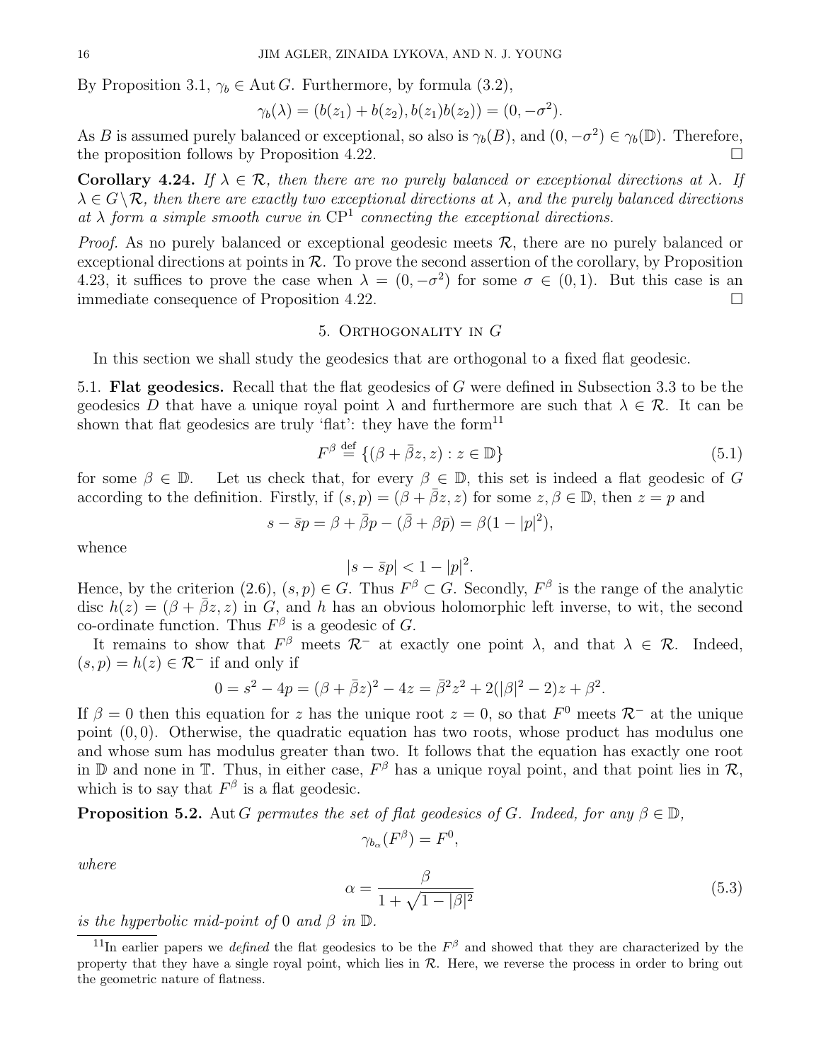By Proposition 3.1, $\gamma_b \in \operatorname{Aut} G$. Furthermore, by formula (3.2),

$$\gamma_b(\lambda) = (b(z_1) + b(z_2), b(z_1)b(z_2)) = (0, -\sigma^2).$$

As $B$ is assumed purely balanced or exceptional, so also is $\gamma_b(B)$, and $(0, -\sigma^2) \in \gamma_b(\mathbb{D})$. Therefore, the proposition follows by Proposition 4.22. $\square$

**Corollary 4.24.** *If $\lambda \in \mathcal{R}$, then there are no purely balanced or exceptional directions at $\lambda$. If $\lambda \in G \setminus \mathcal{R}$, then there are exactly two exceptional directions at $\lambda$, and the purely balanced directions at $\lambda$ form a simple smooth curve in $\mathrm{CP}^1$ connecting the exceptional directions.*

*Proof.* As no purely balanced or exceptional geodesic meets $\mathcal{R}$, there are no purely balanced or exceptional directions at points in $\mathcal{R}$. To prove the second assertion of the corollary, by Proposition 4.23, it suffices to prove the case when $\lambda = (0, -\sigma^2)$ for some $\sigma \in (0,1)$. But this case is an immediate consequence of Proposition 4.22. $\square$

## 5. Orthogonality in $G$

In this section we shall study the geodesics that are orthogonal to a fixed flat geodesic.

### 5.1. Flat geodesics.

Recall that the flat geodesics of $G$ were defined in Subsection 3.3 to be the geodesics $D$ that have a unique royal point $\lambda$ and furthermore are such that $\lambda \in \mathcal{R}$. It can be shown that flat geodesics are truly 'flat': they have the form[11]

$$F^\beta \stackrel{\text{def}}{=} \{(\beta + \bar{\beta} z, z) : z \in \mathbb{D}\} \tag{5.1}$$

for some $\beta \in \mathbb{D}$. Let us check that, for every $\beta \in \mathbb{D}$, this set is indeed a flat geodesic of $G$ according to the definition. Firstly, if $(s,p) = (\beta + \bar{\beta} z, z)$ for some $z, \beta \in \mathbb{D}$, then $z = p$ and

$$s - \bar{s}p = \beta + \bar{\beta}p - (\bar{\beta} + \beta\bar{p}) = \beta(1 - |p|^2),$$

whence

$$|s - \bar{s}p| < 1 - |p|^2.$$

Hence, by the criterion (2.6), $(s,p) \in G$. Thus $F^\beta \subset G$. Secondly, $F^\beta$ is the range of the analytic disc $h(z) = (\beta + \bar{\beta} z, z)$ in $G$, and $h$ has an obvious holomorphic left inverse, to wit, the second co-ordinate function. Thus $F^\beta$ is a geodesic of $G$.

It remains to show that $F^\beta$ meets $\mathcal{R}^-$ at exactly one point $\lambda$, and that $\lambda \in \mathcal{R}$. Indeed, $(s,p) = h(z) \in \mathcal{R}^-$ if and only if

$$0 = s^2 - 4p = (\beta + \bar{\beta} z)^2 - 4z = \bar{\beta}^2 z^2 + 2(|\beta|^2 - 2)z + \beta^2.$$

If $\beta = 0$ then this equation for $z$ has the unique root $z = 0$, so that $F^0$ meets $\mathcal{R}^-$ at the unique point $(0,0)$. Otherwise, the quadratic equation has two roots, whose product has modulus one and whose sum has modulus greater than two. It follows that the equation has exactly one root in $\mathbb{D}$ and none in $\mathbb{T}$. Thus, in either case, $F^\beta$ has a unique royal point, and that point lies in $\mathcal{R}$, which is to say that $F^\beta$ is a flat geodesic.

**Proposition 5.2.** *$\operatorname{Aut} G$ permutes the set of flat geodesics of $G$. Indeed, for any $\beta \in \mathbb{D}$,*

$$\gamma_{b_\alpha}(F^\beta) = F^0,$$

*where*

$$\alpha = \frac{\beta}{1 + \sqrt{1 - |\beta|^2}} \tag{5.3}$$

*is the hyperbolic mid-point of $0$ and $\beta$ in $\mathbb{D}$.*

[11] In earlier papers we *defined* the flat geodesics to be the $F^\beta$ and showed that they are characterized by the property that they have a single royal point, which lies in $\mathcal{R}$. Here, we reverse the process in order to bring out the geometric nature of flatness.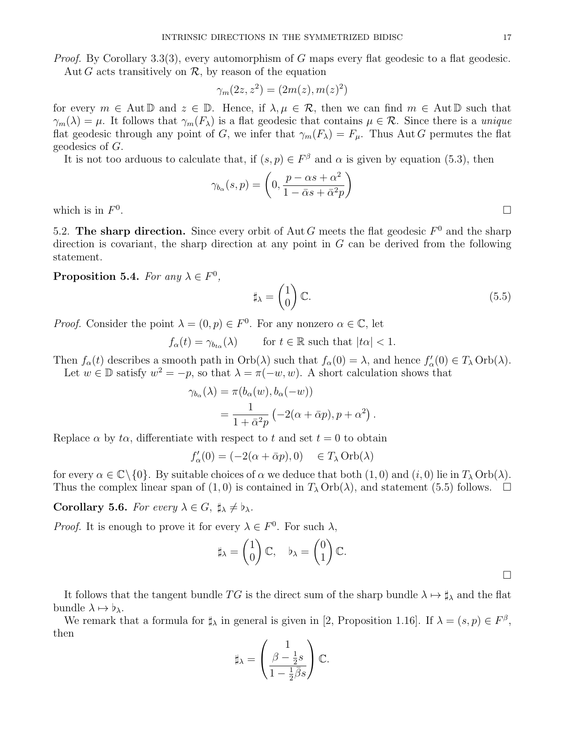*Proof.* By Corollary 3.3(3), every automorphism of $G$ maps every flat geodesic to a flat geodesic.

$\operatorname{Aut} G$ acts transitively on $\mathcal{R}$, by reason of the equation

$$\gamma_m(2z, z^2) = (2m(z), m(z)^2)$$

for every $m \in \operatorname{Aut}\mathbb{D}$ and $z \in \mathbb{D}$. Hence, if $\lambda, \mu \in \mathcal{R}$, then we can find $m \in \operatorname{Aut}\mathbb{D}$ such that $\gamma_m(\lambda) = \mu$. It follows that $\gamma_m(F_\lambda)$ is a flat geodesic that contains $\mu \in \mathcal{R}$. Since there is a *unique* flat geodesic through any point of $G$, we infer that $\gamma_m(F_\lambda) = F_\mu$. Thus $\operatorname{Aut} G$ permutes the flat geodesics of $G$.

It is not too arduous to calculate that, if $(s,p) \in F^\beta$ and $\alpha$ is given by equation (5.3), then

$$\gamma_{b_\alpha}(s,p) = \left(0, \frac{p - \alpha s + \alpha^2}{1 - \bar\alpha s + \bar\alpha^2 p}\right)$$

which is in $F^0$. $\square$

5.2. **The sharp direction.** Since every orbit of $\operatorname{Aut} G$ meets the flat geodesic $F^0$ and the sharp direction is covariant, the sharp direction at any point in $G$ can be derived from the following statement.

**Proposition 5.4.** *For any $\lambda \in F^0$,*

$$\sharp_\lambda = \begin{pmatrix} 1 \\ 0 \end{pmatrix} \mathbb{C}. \tag{5.5}$$

*Proof.* Consider the point $\lambda = (0,p) \in F^0$. For any nonzero $\alpha \in \mathbb{C}$, let

$$f_\alpha(t) = \gamma_{b_{t\alpha}}(\lambda) \qquad \text{for } t \in \mathbb{R} \text{ such that } |t\alpha| < 1.$$

Then $f_\alpha(t)$ describes a smooth path in $\operatorname{Orb}(\lambda)$ such that $f_\alpha(0) = \lambda$, and hence $f'_\alpha(0) \in T_\lambda \operatorname{Orb}(\lambda)$.

Let $w \in \mathbb{D}$ satisfy $w^2 = -p$, so that $\lambda = \pi(-w, w)$. A short calculation shows that

$$\begin{aligned}
\gamma_{b_\alpha}(\lambda) &= \pi(b_\alpha(w), b_\alpha(-w)) \\
&= \frac{1}{1 + \bar\alpha^2 p}\left(-2(\alpha + \bar\alpha p), p + \alpha^2\right).
\end{aligned}$$

Replace $\alpha$ by $t\alpha$, differentiate with respect to $t$ and set $t = 0$ to obtain

$$f'_\alpha(0) = (-2(\alpha + \bar\alpha p), 0) \quad \in T_\lambda \operatorname{Orb}(\lambda)$$

for every $\alpha \in \mathbb{C}\setminus\{0\}$. By suitable choices of $\alpha$ we deduce that both $(1,0)$ and $(i,0)$ lie in $T_\lambda \operatorname{Orb}(\lambda)$. Thus the complex linear span of $(1,0)$ is contained in $T_\lambda \operatorname{Orb}(\lambda)$, and statement (5.5) follows. $\square$

**Corollary 5.6.** *For every $\lambda \in G$, $\sharp_\lambda \neq \flat_\lambda$.*

*Proof.* It is enough to prove it for every $\lambda \in F^0$. For such $\lambda$,

$$\sharp_\lambda = \begin{pmatrix} 1 \\ 0 \end{pmatrix}\mathbb{C}, \quad \flat_\lambda = \begin{pmatrix} 0 \\ 1 \end{pmatrix}\mathbb{C}.$$

$\square$

It follows that the tangent bundle $TG$ is the direct sum of the sharp bundle $\lambda \mapsto \sharp_\lambda$ and the flat bundle $\lambda \mapsto \flat_\lambda$.

We remark that a formula for $\sharp_\lambda$ in general is given in [2, Proposition 1.16]. If $\lambda = (s,p) \in F^\beta$, then

$$\sharp_\lambda = \begin{pmatrix} 1 \\ \dfrac{\beta - \frac{1}{2}s}{1 - \frac{1}{2}\bar\beta s} \end{pmatrix} \mathbb{C}.$$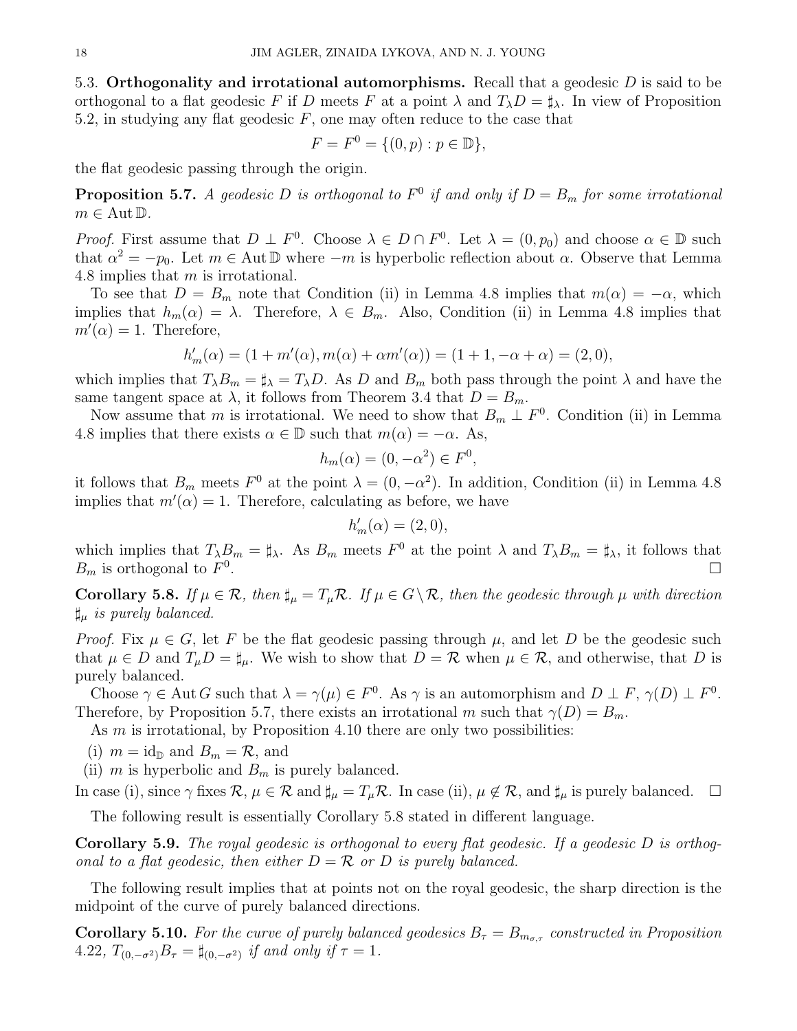5.3. **Orthogonality and irrotational automorphisms.** Recall that a geodesic $D$ is said to be orthogonal to a flat geodesic $F$ if $D$ meets $F$ at a point $\lambda$ and $T_\lambda D = \sharp_\lambda$. In view of Proposition 5.2, in studying any flat geodesic $F$, one may often reduce to the case that

$$F = F^0 = \{(0, p) : p \in \mathbb{D}\},$$

the flat geodesic passing through the origin.

**Proposition 5.7.** *A geodesic $D$ is orthogonal to $F^0$ if and only if $D = B_m$ for some irrotational $m \in \operatorname{Aut} \mathbb{D}$.*

*Proof.* First assume that $D \perp F^0$. Choose $\lambda \in D \cap F^0$. Let $\lambda = (0, p_0)$ and choose $\alpha \in \mathbb{D}$ such that $\alpha^2 = -p_0$. Let $m \in \operatorname{Aut} \mathbb{D}$ where $-m$ is hyperbolic reflection about $\alpha$. Observe that Lemma 4.8 implies that $m$ is irrotational.

To see that $D = B_m$ note that Condition (ii) in Lemma 4.8 implies that $m(\alpha) = -\alpha$, which implies that $h_m(\alpha) = \lambda$. Therefore, $\lambda \in B_m$. Also, Condition (ii) in Lemma 4.8 implies that $m'(\alpha) = 1$. Therefore,

$$h_m'(\alpha) = (1 + m'(\alpha), m(\alpha) + \alpha m'(\alpha)) = (1 + 1, -\alpha + \alpha) = (2, 0),$$

which implies that $T_\lambda B_m = \sharp_\lambda = T_\lambda D$. As $D$ and $B_m$ both pass through the point $\lambda$ and have the same tangent space at $\lambda$, it follows from Theorem 3.4 that $D = B_m$.

Now assume that $m$ is irrotational. We need to show that $B_m \perp F^0$. Condition (ii) in Lemma 4.8 implies that there exists $\alpha \in \mathbb{D}$ such that $m(\alpha) = -\alpha$. As,

$$h_m(\alpha) = (0, -\alpha^2) \in F^0,$$

it follows that $B_m$ meets $F^0$ at the point $\lambda = (0, -\alpha^2)$. In addition, Condition (ii) in Lemma 4.8 implies that $m'(\alpha) = 1$. Therefore, calculating as before, we have

$$h_m'(\alpha) = (2, 0),$$

which implies that $T_\lambda B_m = \sharp_\lambda$. As $B_m$ meets $F^0$ at the point $\lambda$ and $T_\lambda B_m = \sharp_\lambda$, it follows that $B_m$ is orthogonal to $F^0$. □

**Corollary 5.8.** *If $\mu \in \mathcal{R}$, then $\sharp_\mu = T_\mu \mathcal{R}$. If $\mu \in G \setminus \mathcal{R}$, then the geodesic through $\mu$ with direction $\sharp_\mu$ is purely balanced.*

*Proof.* Fix $\mu \in G$, let $F$ be the flat geodesic passing through $\mu$, and let $D$ be the geodesic such that $\mu \in D$ and $T_\mu D = \sharp_\mu$. We wish to show that $D = \mathcal{R}$ when $\mu \in \mathcal{R}$, and otherwise, that $D$ is purely balanced.

Choose $\gamma \in \operatorname{Aut} G$ such that $\lambda = \gamma(\mu) \in F^0$. As $\gamma$ is an automorphism and $D \perp F$, $\gamma(D) \perp F^0$. Therefore, by Proposition 5.7, there exists an irrotational $m$ such that $\gamma(D) = B_m$.

As $m$ is irrotational, by Proposition 4.10 there are only two possibilities:

(i) $m = \mathrm{id}_{\mathbb{D}}$ and $B_m = \mathcal{R}$, and

(ii) $m$ is hyperbolic and $B_m$ is purely balanced.

In case (i), since $\gamma$ fixes $\mathcal{R}$, $\mu \in \mathcal{R}$ and $\sharp_\mu = T_\mu \mathcal{R}$. In case (ii), $\mu \notin \mathcal{R}$, and $\sharp_\mu$ is purely balanced. □

The following result is essentially Corollary 5.8 stated in different language.

**Corollary 5.9.** *The royal geodesic is orthogonal to every flat geodesic. If a geodesic $D$ is orthogonal to a flat geodesic, then either $D = \mathcal{R}$ or $D$ is purely balanced.*

The following result implies that at points not on the royal geodesic, the sharp direction is the midpoint of the curve of purely balanced directions.

**Corollary 5.10.** *For the curve of purely balanced geodesics $B_\tau = B_{m_{\sigma,\tau}}$ constructed in Proposition 4.22, $T_{(0,-\sigma^2)} B_\tau = \sharp_{(0,-\sigma^2)}$ if and only if $\tau = 1$.*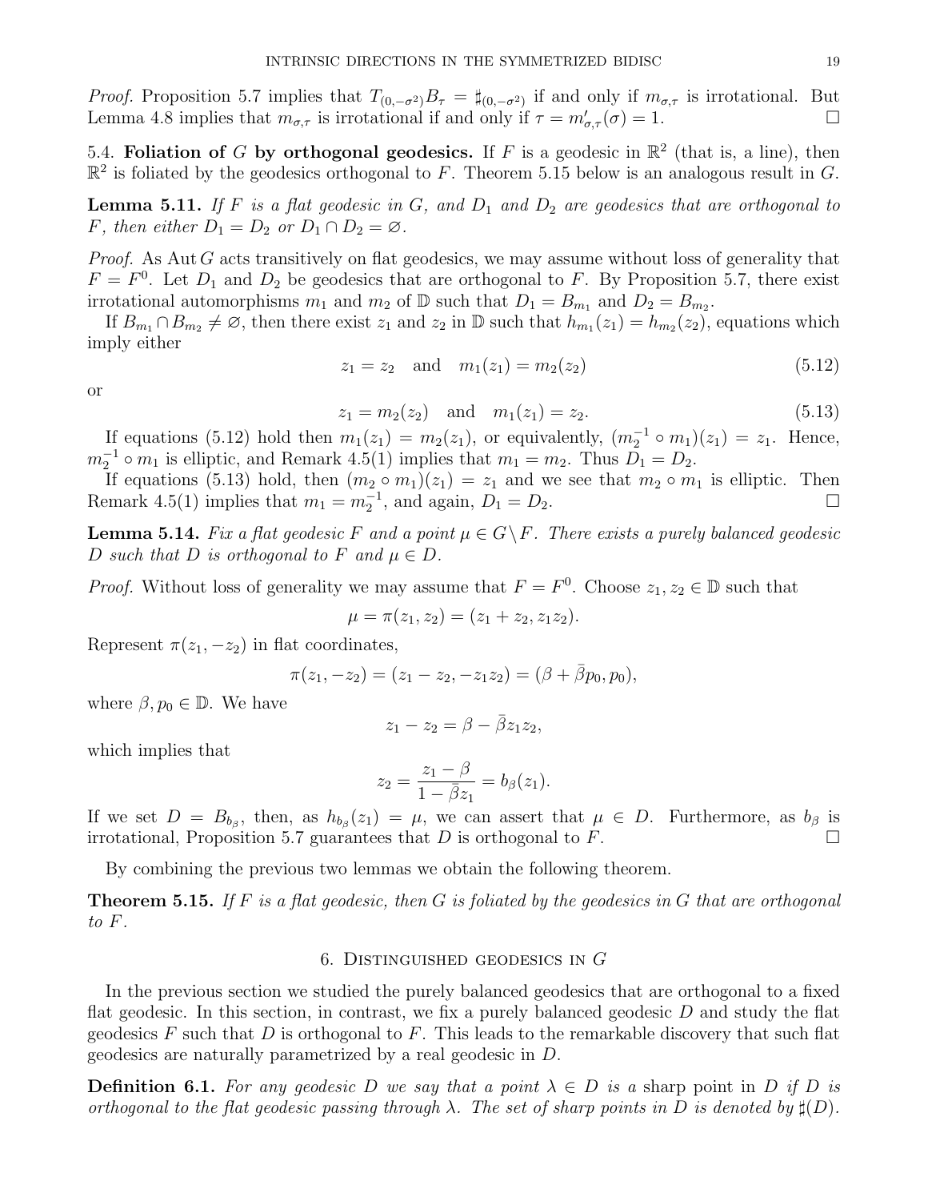*Proof.* Proposition 5.7 implies that $T_{(0,-\sigma^2)}B_\tau = \sharp_{(0,-\sigma^2)}$ if and only if $m_{\sigma,\tau}$ is irrotational. But Lemma 4.8 implies that $m_{\sigma,\tau}$ is irrotational if and only if $\tau = m'_{\sigma,\tau}(\sigma) = 1$. $\square$

### 5.4. Foliation of $G$ by orthogonal geodesics.

If $F$ is a geodesic in $\mathbb{R}^2$ (that is, a line), then $\mathbb{R}^2$ is foliated by the geodesics orthogonal to $F$. Theorem 5.15 below is an analogous result in $G$.

**Lemma 5.11.** *If $F$ is a flat geodesic in $G$, and $D_1$ and $D_2$ are geodesics that are orthogonal to $F$, then either $D_1 = D_2$ or $D_1 \cap D_2 = \varnothing$.*

*Proof.* As $\operatorname{Aut} G$ acts transitively on flat geodesics, we may assume without loss of generality that $F = F^0$. Let $D_1$ and $D_2$ be geodesics that are orthogonal to $F$. By Proposition 5.7, there exist irrotational automorphisms $m_1$ and $m_2$ of $\mathbb{D}$ such that $D_1 = B_{m_1}$ and $D_2 = B_{m_2}$.

If $B_{m_1} \cap B_{m_2} \neq \varnothing$, then there exist $z_1$ and $z_2$ in $\mathbb{D}$ such that $h_{m_1}(z_1) = h_{m_2}(z_2)$, equations which imply either

$$z_1 = z_2 \quad \text{and} \quad m_1(z_1) = m_2(z_2) \tag{5.12}$$

or

$$z_1 = m_2(z_2) \quad \text{and} \quad m_1(z_1) = z_2. \tag{5.13}$$

If equations (5.12) hold then $m_1(z_1) = m_2(z_1)$, or equivalently, $(m_2^{-1} \circ m_1)(z_1) = z_1$. Hence, $m_2^{-1} \circ m_1$ is elliptic, and Remark 4.5(1) implies that $m_1 = m_2$. Thus $D_1 = D_2$.

If equations (5.13) hold, then $(m_2 \circ m_1)(z_1) = z_1$ and we see that $m_2 \circ m_1$ is elliptic. Then Remark 4.5(1) implies that $m_1 = m_2^{-1}$, and again, $D_1 = D_2$. $\square$

**Lemma 5.14.** *Fix a flat geodesic $F$ and a point $\mu \in G \setminus F$. There exists a purely balanced geodesic $D$ such that $D$ is orthogonal to $F$ and $\mu \in D$.*

*Proof.* Without loss of generality we may assume that $F = F^0$. Choose $z_1, z_2 \in \mathbb{D}$ such that

$$\mu = \pi(z_1, z_2) = (z_1 + z_2, z_1 z_2).$$

Represent $\pi(z_1, -z_2)$ in flat coordinates,

$$\pi(z_1, -z_2) = (z_1 - z_2, -z_1 z_2) = (\beta + \bar{\beta} p_0, p_0),$$

where $\beta, p_0 \in \mathbb{D}$. We have

$$z_1 - z_2 = \beta - \bar{\beta} z_1 z_2,$$

which implies that

$$z_2 = \frac{z_1 - \beta}{1 - \bar{\beta} z_1} = b_\beta(z_1).$$

If we set $D = B_{b_\beta}$, then, as $h_{b_\beta}(z_1) = \mu$, we can assert that $\mu \in D$. Furthermore, as $b_\beta$ is irrotational, Proposition 5.7 guarantees that $D$ is orthogonal to $F$. $\square$

By combining the previous two lemmas we obtain the following theorem.

**Theorem 5.15.** *If $F$ is a flat geodesic, then $G$ is foliated by the geodesics in $G$ that are orthogonal to $F$.*

## 6. Distinguished geodesics in $G$

In the previous section we studied the purely balanced geodesics that are orthogonal to a fixed flat geodesic. In this section, in contrast, we fix a purely balanced geodesic $D$ and study the flat geodesics $F$ such that $D$ is orthogonal to $F$. This leads to the remarkable discovery that such flat geodesics are naturally parametrized by a real geodesic in $D$.

**Definition 6.1.** *For any geodesic $D$ we say that a point $\lambda \in D$ is a* sharp point *in $D$ if $D$ is orthogonal to the flat geodesic passing through $\lambda$. The set of sharp points in $D$ is denoted by $\sharp(D)$.*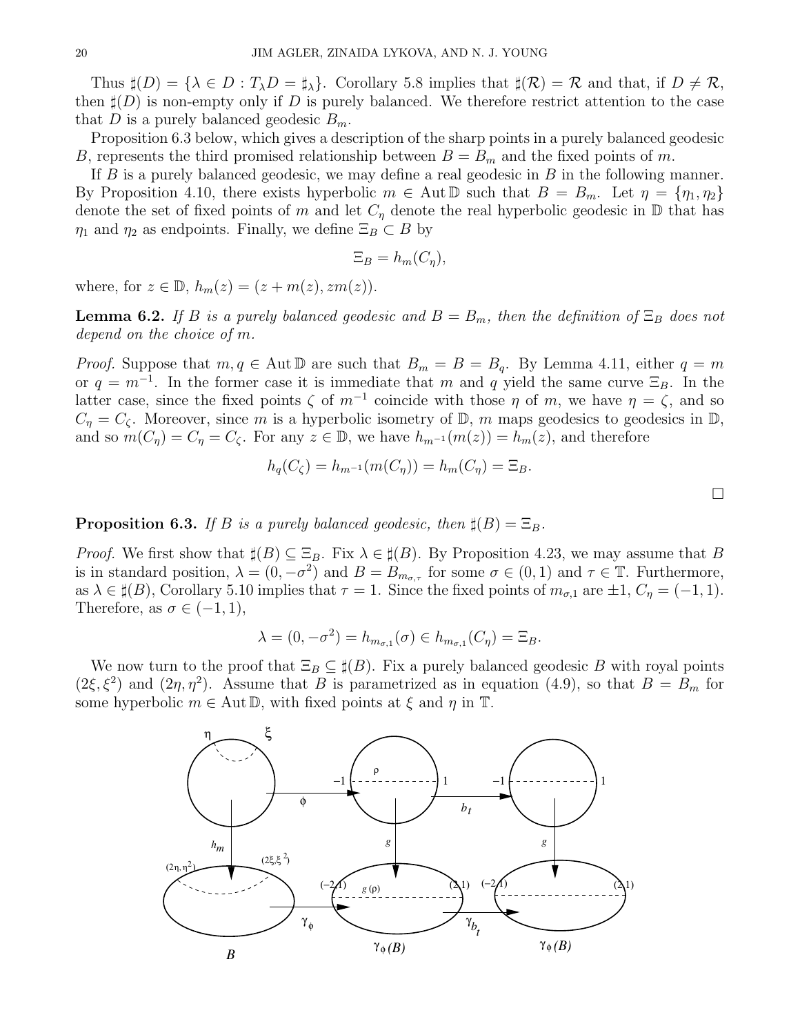Thus $\sharp(D) = \{\lambda \in D : T_\lambda D = \sharp_\lambda\}$. Corollary 5.8 implies that $\sharp(\mathcal{R}) = \mathcal{R}$ and that, if $D \neq \mathcal{R}$, then $\sharp(D)$ is non-empty only if $D$ is purely balanced. We therefore restrict attention to the case that $D$ is a purely balanced geodesic $B_m$.

Proposition 6.3 below, which gives a description of the sharp points in a purely balanced geodesic $B$, represents the third promised relationship between $B = B_m$ and the fixed points of $m$.

If $B$ is a purely balanced geodesic, we may define a real geodesic in $B$ in the following manner. By Proposition 4.10, there exists hyperbolic $m \in \operatorname{Aut} \mathbb{D}$ such that $B = B_m$. Let $\eta = \{\eta_1, \eta_2\}$ denote the set of fixed points of $m$ and let $C_\eta$ denote the real hyperbolic geodesic in $\mathbb{D}$ that has $\eta_1$ and $\eta_2$ as endpoints. Finally, we define $\Xi_B \subset B$ by

$$\Xi_B = h_m(C_\eta),$$

where, for $z \in \mathbb{D}$, $h_m(z) = (z + m(z), zm(z))$.

**Lemma 6.2.** *If $B$ is a purely balanced geodesic and $B = B_m$, then the definition of $\Xi_B$ does not depend on the choice of $m$.*

*Proof.* Suppose that $m, q \in \operatorname{Aut} \mathbb{D}$ are such that $B_m = B = B_q$. By Lemma 4.11, either $q = m$ or $q = m^{-1}$. In the former case it is immediate that $m$ and $q$ yield the same curve $\Xi_B$. In the latter case, since the fixed points $\zeta$ of $m^{-1}$ coincide with those $\eta$ of $m$, we have $\eta = \zeta$, and so $C_\eta = C_\zeta$. Moreover, since $m$ is a hyperbolic isometry of $\mathbb{D}$, $m$ maps geodesics to geodesics in $\mathbb{D}$, and so $m(C_\eta) = C_\eta = C_\zeta$. For any $z \in \mathbb{D}$, we have $h_{m^{-1}}(m(z)) = h_m(z)$, and therefore

$$h_q(C_\zeta) = h_{m^{-1}}(m(C_\eta)) = h_m(C_\eta) = \Xi_B.$$

□

**Proposition 6.3.** *If $B$ is a purely balanced geodesic, then $\sharp(B) = \Xi_B$.*

*Proof.* We first show that $\sharp(B) \subseteq \Xi_B$. Fix $\lambda \in \sharp(B)$. By Proposition 4.23, we may assume that $B$ is in standard position, $\lambda = (0, -\sigma^2)$ and $B = B_{m_{\sigma,\tau}}$ for some $\sigma \in (0,1)$ and $\tau \in \mathbb{T}$. Furthermore, as $\lambda \in \sharp(B)$, Corollary 5.10 implies that $\tau = 1$. Since the fixed points of $m_{\sigma,1}$ are $\pm 1$, $C_\eta = (-1, 1)$. Therefore, as $\sigma \in (-1, 1)$,

$$\lambda = (0, -\sigma^2) = h_{m_{\sigma,1}}(\sigma) \in h_{m_{\sigma,1}}(C_\eta) = \Xi_B.$$

We now turn to the proof that $\Xi_B \subseteq \sharp(B)$. Fix a purely balanced geodesic $B$ with royal points $(2\xi, \xi^2)$ and $(2\eta, \eta^2)$. Assume that $B$ is parametrized as in equation (4.9), so that $B = B_m$ for some hyperbolic $m \in \operatorname{Aut} \mathbb{D}$, with fixed points at $\xi$ and $\eta$ in $\mathbb{T}$.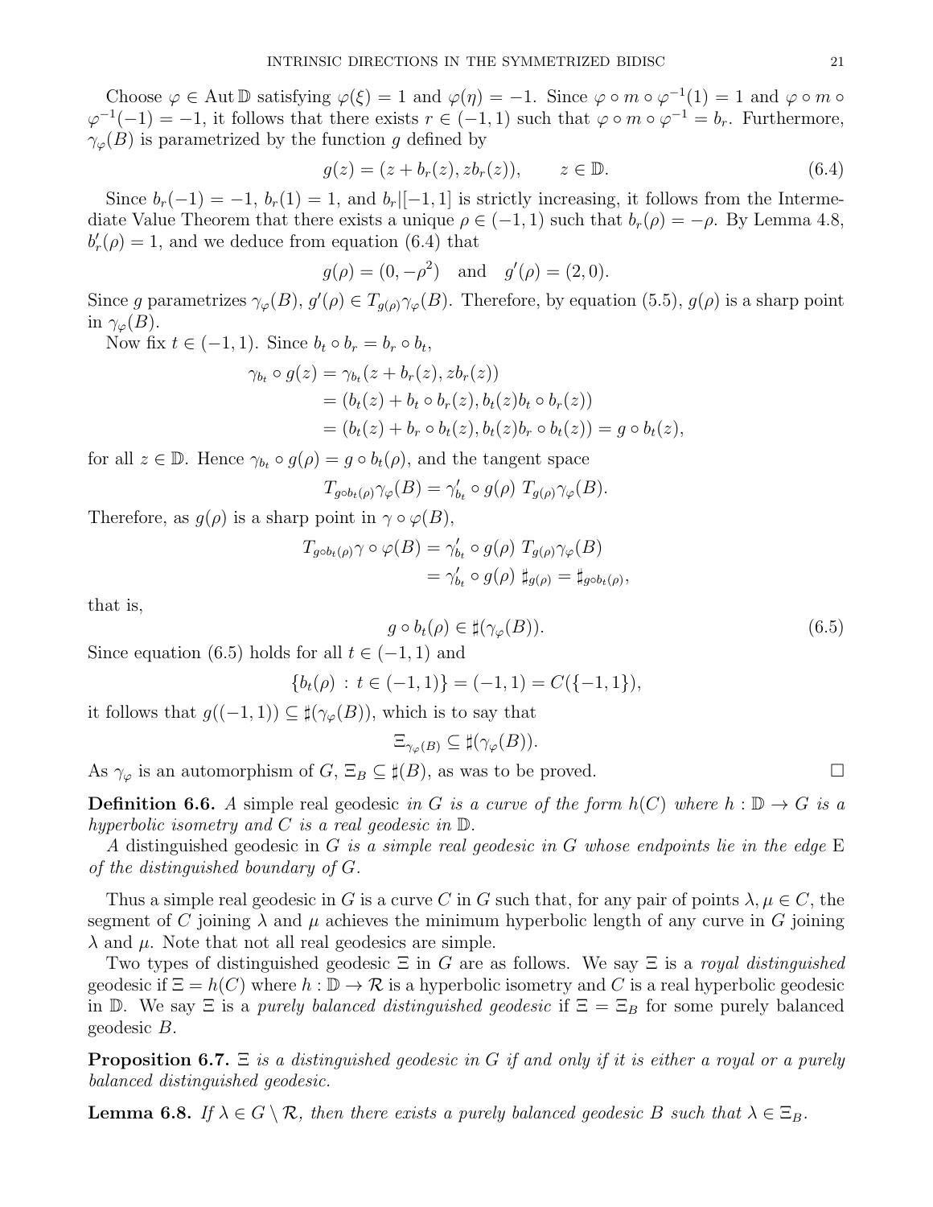Choose $\varphi \in \operatorname{Aut} \mathbb{D}$ satisfying $\varphi(\xi) = 1$ and $\varphi(\eta) = -1$. Since $\varphi \circ m \circ \varphi^{-1}(1) = 1$ and $\varphi \circ m \circ \varphi^{-1}(-1) = -1$, it follows that there exists $r \in (-1, 1)$ such that $\varphi \circ m \circ \varphi^{-1} = b_r$. Furthermore, $\gamma_\varphi(B)$ is parametrized by the function $g$ defined by

$$g(z) = (z + b_r(z), z b_r(z)), \qquad z \in \mathbb{D}. \tag{6.4}$$

Since $b_r(-1) = -1$, $b_r(1) = 1$, and $b_r|[-1, 1]$ is strictly increasing, it follows from the Intermediate Value Theorem that there exists a unique $\rho \in (-1, 1)$ such that $b_r(\rho) = -\rho$. By Lemma 4.8, $b_r'(\rho) = 1$, and we deduce from equation (6.4) that

$$g(\rho) = (0, -\rho^2) \quad \text{and} \quad g'(\rho) = (2, 0).$$

Since $g$ parametrizes $\gamma_\varphi(B)$, $g'(\rho) \in T_{g(\rho)}\gamma_\varphi(B)$. Therefore, by equation (5.5), $g(\rho)$ is a sharp point in $\gamma_\varphi(B)$.

Now fix $t \in (-1, 1)$. Since $b_t \circ b_r = b_r \circ b_t$,

$$\begin{aligned}
\gamma_{b_t} \circ g(z) &= \gamma_{b_t}(z + b_r(z), z b_r(z)) \\
&= (b_t(z) + b_t \circ b_r(z), b_t(z) b_t \circ b_r(z)) \\
&= (b_t(z) + b_r \circ b_t(z), b_t(z) b_r \circ b_t(z)) = g \circ b_t(z),
\end{aligned}$$

for all $z \in \mathbb{D}$. Hence $\gamma_{b_t} \circ g(\rho) = g \circ b_t(\rho)$, and the tangent space

$$T_{g \circ b_t(\rho)}\gamma_\varphi(B) = \gamma_{b_t}' \circ g(\rho)\ T_{g(\rho)}\gamma_\varphi(B).$$

Therefore, as $g(\rho)$ is a sharp point in $\gamma \circ \varphi(B)$,

$$\begin{aligned}
T_{g \circ b_t(\rho)}\gamma \circ \varphi(B) &= \gamma_{b_t}' \circ g(\rho)\ T_{g(\rho)}\gamma_\varphi(B) \\
&= \gamma_{b_t}' \circ g(\rho)\ \sharp_{g(\rho)} = \sharp_{g \circ b_t(\rho)},
\end{aligned}$$

that is,

$$g \circ b_t(\rho) \in \sharp(\gamma_\varphi(B)). \tag{6.5}$$

Since equation (6.5) holds for all $t \in (-1, 1)$ and

$$\{b_t(\rho) : t \in (-1, 1)\} = (-1, 1) = C(\{-1, 1\}),$$

it follows that $g((-1, 1)) \subseteq \sharp(\gamma_\varphi(B))$, which is to say that

$$\Xi_{\gamma_\varphi(B)} \subseteq \sharp(\gamma_\varphi(B)).$$

As $\gamma_\varphi$ is an automorphism of $G$, $\Xi_B \subseteq \sharp(B)$, as was to be proved. $\square$

**Definition 6.6.** *A* simple real geodesic *in $G$ is a curve of the form $h(C)$ where $h : \mathbb{D} \to G$ is a hyperbolic isometry and $C$ is a real geodesic in $\mathbb{D}$.*

*A* distinguished geodesic *in $G$ is a simple real geodesic in $G$ whose endpoints lie in the edge* $\mathrm{E}$ *of the distinguished boundary of $G$.*

Thus a simple real geodesic in $G$ is a curve $C$ in $G$ such that, for any pair of points $\lambda, \mu \in C$, the segment of $C$ joining $\lambda$ and $\mu$ achieves the minimum hyperbolic length of any curve in $G$ joining $\lambda$ and $\mu$. Note that not all real geodesics are simple.

Two types of distinguished geodesic $\Xi$ in $G$ are as follows. We say $\Xi$ is a *royal distinguished* geodesic if $\Xi = h(C)$ where $h : \mathbb{D} \to \mathcal{R}$ is a hyperbolic isometry and $C$ is a real hyperbolic geodesic in $\mathbb{D}$. We say $\Xi$ is a *purely balanced distinguished geodesic* if $\Xi = \Xi_B$ for some purely balanced geodesic $B$.

**Proposition 6.7.** *$\Xi$ is a distinguished geodesic in $G$ if and only if it is either a royal or a purely balanced distinguished geodesic.*

**Lemma 6.8.** *If $\lambda \in G \setminus \mathcal{R}$, then there exists a purely balanced geodesic $B$ such that $\lambda \in \Xi_B$.*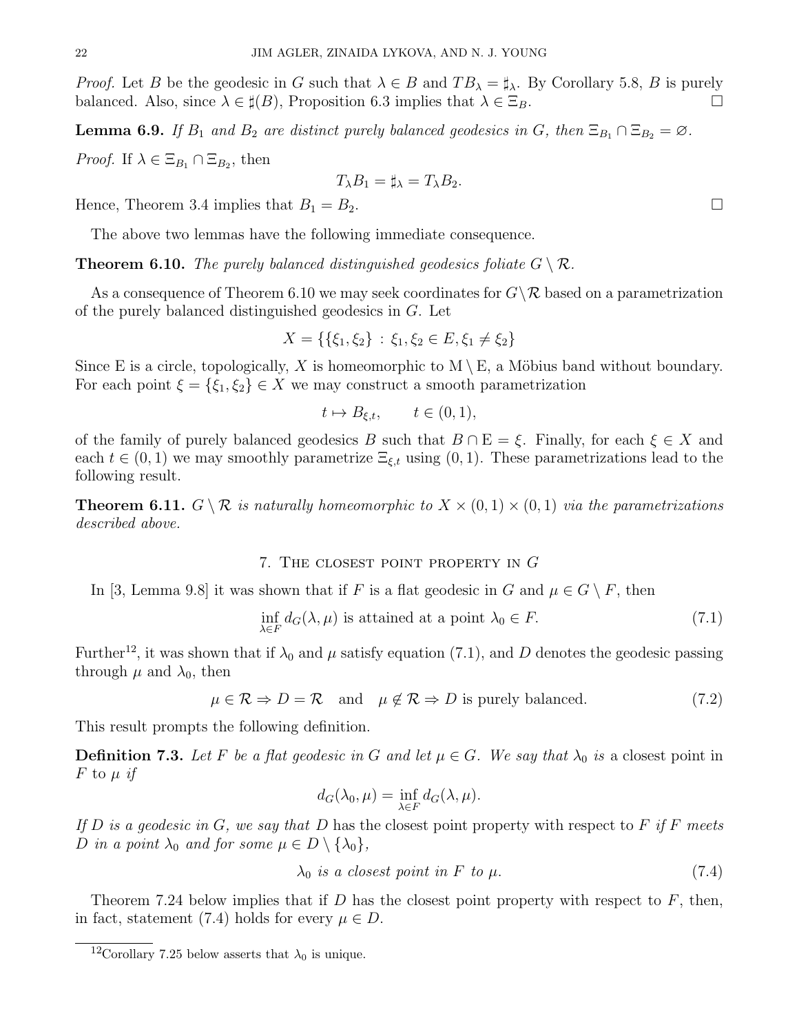*Proof.* Let $B$ be the geodesic in $G$ such that $\lambda \in B$ and $TB_\lambda = \sharp_\lambda$. By Corollary 5.8, $B$ is purely balanced. Also, since $\lambda \in \sharp(B)$, Proposition 6.3 implies that $\lambda \in \Xi_B$. $\square$

**Lemma 6.9.** *If $B_1$ and $B_2$ are distinct purely balanced geodesics in $G$, then $\Xi_{B_1} \cap \Xi_{B_2} = \varnothing$.*

*Proof.* If $\lambda \in \Xi_{B_1} \cap \Xi_{B_2}$, then

$$T_\lambda B_1 = \sharp_\lambda = T_\lambda B_2.$$

Hence, Theorem 3.4 implies that $B_1 = B_2$. $\square$

The above two lemmas have the following immediate consequence.

**Theorem 6.10.** *The purely balanced distinguished geodesics foliate $G \setminus \mathcal{R}$.*

As a consequence of Theorem 6.10 we may seek coordinates for $G\setminus\mathcal{R}$ based on a parametrization of the purely balanced distinguished geodesics in $G$. Let

$$X = \{\{\xi_1, \xi_2\} : \xi_1, \xi_2 \in E, \xi_1 \neq \xi_2\}$$

Since E is a circle, topologically, $X$ is homeomorphic to $\mathrm{M} \setminus \mathrm{E}$, a Möbius band without boundary. For each point $\xi = \{\xi_1, \xi_2\} \in X$ we may construct a smooth parametrization

$$t \mapsto B_{\xi,t}, \qquad t \in (0,1),$$

of the family of purely balanced geodesics $B$ such that $B \cap \mathrm{E} = \xi$. Finally, for each $\xi \in X$ and each $t \in (0,1)$ we may smoothly parametrize $\Xi_{\xi,t}$ using $(0,1)$. These parametrizations lead to the following result.

**Theorem 6.11.** *$G \setminus \mathcal{R}$ is naturally homeomorphic to $X \times (0,1) \times (0,1)$ via the parametrizations described above.*

## 7. The closest point property in $G$

In [3, Lemma 9.8] it was shown that if $F$ is a flat geodesic in $G$ and $\mu \in G \setminus F$, then

$$\inf_{\lambda \in F} d_G(\lambda, \mu) \text{ is attained at a point } \lambda_0 \in F. \tag{7.1}$$

Further[12], it was shown that if $\lambda_0$ and $\mu$ satisfy equation (7.1), and $D$ denotes the geodesic passing through $\mu$ and $\lambda_0$, then

$$\mu \in \mathcal{R} \Rightarrow D = \mathcal{R} \quad \text{and} \quad \mu \notin \mathcal{R} \Rightarrow D \text{ is purely balanced.} \tag{7.2}$$

This result prompts the following definition.

**Definition 7.3.** *Let $F$ be a flat geodesic in $G$ and let $\mu \in G$. We say that $\lambda_0$ is* a closest point in $F$ to $\mu$ *if*

$$d_G(\lambda_0, \mu) = \inf_{\lambda \in F} d_G(\lambda, \mu).$$

*If $D$ is a geodesic in $G$, we say that $D$* has the closest point property with respect to $F$ *if $F$ meets $D$ in a point $\lambda_0$ and for some $\mu \in D \setminus \{\lambda_0\}$,*

$$\lambda_0 \text{ is a closest point in } F \text{ to } \mu. \tag{7.4}$$

Theorem 7.24 below implies that if $D$ has the closest point property with respect to $F$, then, in fact, statement (7.4) holds for every $\mu \in D$.

[12] Corollary 7.25 below asserts that $\lambda_0$ is unique.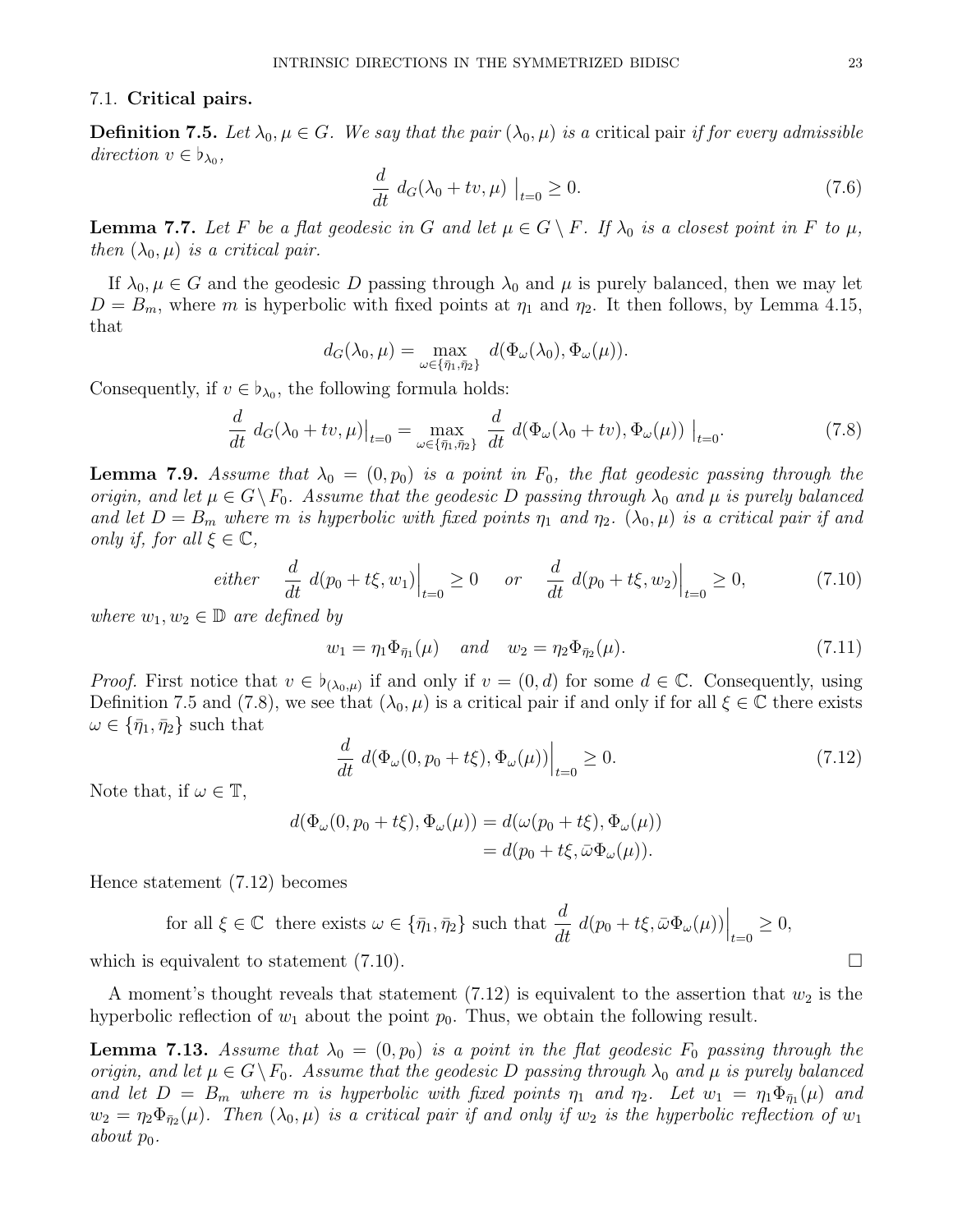### 7.1. Critical pairs.

**Definition 7.5.** *Let $\lambda_0, \mu \in G$. We say that the pair $(\lambda_0, \mu)$ is a* critical pair *if for every admissible direction $v \in \flat_{\lambda_0}$,*

$$\frac{d}{dt}\ d_G(\lambda_0 + tv, \mu)\ \Big|_{t=0} \geq 0. \tag{7.6}$$

**Lemma 7.7.** *Let $F$ be a flat geodesic in $G$ and let $\mu \in G \setminus F$. If $\lambda_0$ is a closest point in $F$ to $\mu$, then $(\lambda_0, \mu)$ is a critical pair.*

If $\lambda_0, \mu \in G$ and the geodesic $D$ passing through $\lambda_0$ and $\mu$ is purely balanced, then we may let $D = B_m$, where $m$ is hyperbolic with fixed points at $\eta_1$ and $\eta_2$. It then follows, by Lemma 4.15, that

$$d_G(\lambda_0, \mu) = \max_{\omega \in \{\bar{\eta}_1, \bar{\eta}_2\}} d(\Phi_\omega(\lambda_0), \Phi_\omega(\mu)).$$

Consequently, if $v \in \flat_{\lambda_0}$, the following formula holds:

$$\frac{d}{dt}\ d_G(\lambda_0 + tv, \mu)\big|_{t=0} = \max_{\omega \in \{\bar{\eta}_1, \bar{\eta}_2\}} \frac{d}{dt}\ d(\Phi_\omega(\lambda_0 + tv), \Phi_\omega(\mu))\ \Big|_{t=0}. \tag{7.8}$$

**Lemma 7.9.** *Assume that $\lambda_0 = (0, p_0)$ is a point in $F_0$, the flat geodesic passing through the origin, and let $\mu \in G \setminus F_0$. Assume that the geodesic $D$ passing through $\lambda_0$ and $\mu$ is purely balanced and let $D = B_m$ where $m$ is hyperbolic with fixed points $\eta_1$ and $\eta_2$. $(\lambda_0, \mu)$ is a critical pair if and only if, for all $\xi \in \mathbb{C}$,*

$$\text{either} \quad \frac{d}{dt}\ d(p_0 + t\xi, w_1)\Big|_{t=0} \geq 0 \quad \text{or} \quad \frac{d}{dt}\ d(p_0 + t\xi, w_2)\Big|_{t=0} \geq 0, \tag{7.10}$$

*where $w_1, w_2 \in \mathbb{D}$ are defined by*

$$w_1 = \eta_1 \Phi_{\bar{\eta}_1}(\mu) \quad \text{and} \quad w_2 = \eta_2 \Phi_{\bar{\eta}_2}(\mu). \tag{7.11}$$

*Proof.* First notice that $v \in \flat_{(\lambda_0, \mu)}$ if and only if $v = (0, d)$ for some $d \in \mathbb{C}$. Consequently, using Definition 7.5 and (7.8), we see that $(\lambda_0, \mu)$ is a critical pair if and only if for all $\xi \in \mathbb{C}$ there exists $\omega \in \{\bar{\eta}_1, \bar{\eta}_2\}$ such that

$$\frac{d}{dt}\ d(\Phi_\omega(0, p_0 + t\xi), \Phi_\omega(\mu))\Big|_{t=0} \geq 0. \tag{7.12}$$

Note that, if $\omega \in \mathbb{T}$,

$$\begin{aligned} d(\Phi_\omega(0, p_0 + t\xi), \Phi_\omega(\mu)) &= d(\omega(p_0 + t\xi), \Phi_\omega(\mu)) \\ &= d(p_0 + t\xi, \bar{\omega}\Phi_\omega(\mu)). \end{aligned}$$

Hence statement (7.12) becomes

$$\text{for all } \xi \in \mathbb{C} \ \text{ there exists } \omega \in \{\bar{\eta}_1, \bar{\eta}_2\} \text{ such that } \frac{d}{dt}\ d(p_0 + t\xi, \bar{\omega}\Phi_\omega(\mu))\Big|_{t=0} \geq 0,$$

which is equivalent to statement (7.10). $\square$

A moment's thought reveals that statement (7.12) is equivalent to the assertion that $w_2$ is the hyperbolic reflection of $w_1$ about the point $p_0$. Thus, we obtain the following result.

**Lemma 7.13.** *Assume that $\lambda_0 = (0, p_0)$ is a point in the flat geodesic $F_0$ passing through the origin, and let $\mu \in G \setminus F_0$. Assume that the geodesic $D$ passing through $\lambda_0$ and $\mu$ is purely balanced and let $D = B_m$ where $m$ is hyperbolic with fixed points $\eta_1$ and $\eta_2$. Let $w_1 = \eta_1 \Phi_{\bar{\eta}_1}(\mu)$ and $w_2 = \eta_2 \Phi_{\bar{\eta}_2}(\mu)$. Then $(\lambda_0, \mu)$ is a critical pair if and only if $w_2$ is the hyperbolic reflection of $w_1$ about $p_0$.*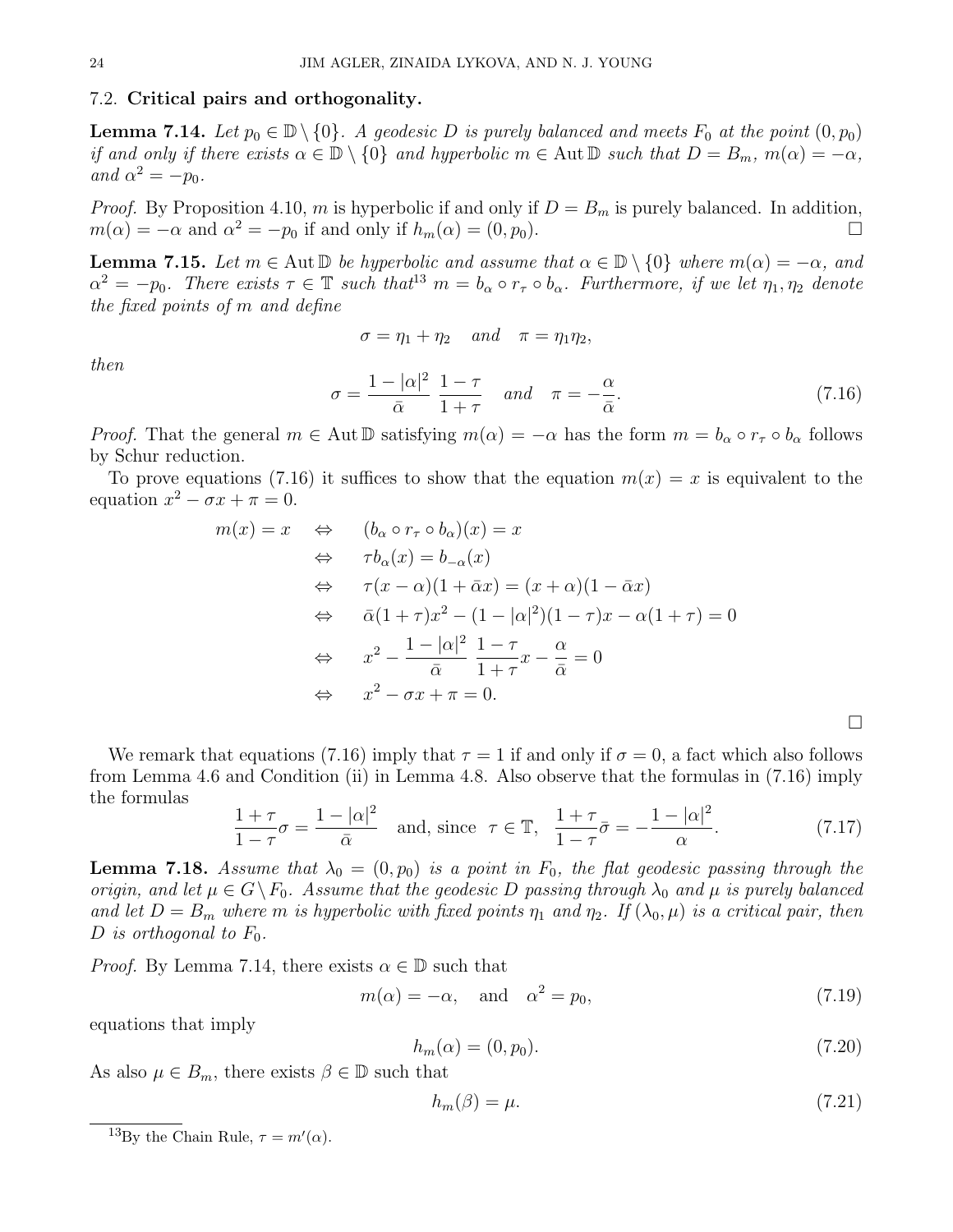### 7.2. **Critical pairs and orthogonality.**

**Lemma 7.14.** *Let $p_0 \in \mathbb{D} \setminus \{0\}$. A geodesic $D$ is purely balanced and meets $F_0$ at the point $(0, p_0)$ if and only if there exists $\alpha \in \mathbb{D} \setminus \{0\}$ and hyperbolic $m \in \operatorname{Aut} \mathbb{D}$ such that $D = B_m$, $m(\alpha) = -\alpha$, and $\alpha^2 = -p_0$.*

*Proof.* By Proposition 4.10, $m$ is hyperbolic if and only if $D = B_m$ is purely balanced. In addition, $m(\alpha) = -\alpha$ and $\alpha^2 = -p_0$ if and only if $h_m(\alpha) = (0, p_0)$. □

**Lemma 7.15.** *Let $m \in \operatorname{Aut} \mathbb{D}$ be hyperbolic and assume that $\alpha \in \mathbb{D} \setminus \{0\}$ where $m(\alpha) = -\alpha$, and $\alpha^2 = -p_0$. There exists $\tau \in \mathbb{T}$ such that[13] $m = b_\alpha \circ r_\tau \circ b_\alpha$. Furthermore, if we let $\eta_1, \eta_2$ denote the fixed points of $m$ and define*

$$\sigma = \eta_1 + \eta_2 \quad \text{and} \quad \pi = \eta_1 \eta_2,$$

*then*

$$\sigma = \frac{1 - |\alpha|^2}{\bar{\alpha}} \; \frac{1 - \tau}{1 + \tau} \quad \text{and} \quad \pi = -\frac{\alpha}{\bar{\alpha}}. \tag{7.16}$$

*Proof.* That the general $m \in \operatorname{Aut} \mathbb{D}$ satisfying $m(\alpha) = -\alpha$ has the form $m = b_\alpha \circ r_\tau \circ b_\alpha$ follows by Schur reduction.

To prove equations (7.16) it suffices to show that the equation $m(x) = x$ is equivalent to the equation $x^2 - \sigma x + \pi = 0$.

$$\begin{aligned}
m(x) = x \quad &\Leftrightarrow \quad (b_\alpha \circ r_\tau \circ b_\alpha)(x) = x \\
&\Leftrightarrow \quad \tau b_\alpha(x) = b_{-\alpha}(x) \\
&\Leftrightarrow \quad \tau(x - \alpha)(1 + \bar{\alpha}x) = (x + \alpha)(1 - \bar{\alpha}x) \\
&\Leftrightarrow \quad \bar{\alpha}(1 + \tau)x^2 - (1 - |\alpha|^2)(1 - \tau)x - \alpha(1 + \tau) = 0 \\
&\Leftrightarrow \quad x^2 - \frac{1 - |\alpha|^2}{\bar{\alpha}} \; \frac{1 - \tau}{1 + \tau} x - \frac{\alpha}{\bar{\alpha}} = 0 \\
&\Leftrightarrow \quad x^2 - \sigma x + \pi = 0.
\end{aligned}$$

□

We remark that equations (7.16) imply that $\tau = 1$ if and only if $\sigma = 0$, a fact which also follows from Lemma 4.6 and Condition (ii) in Lemma 4.8. Also observe that the formulas in (7.16) imply the formulas

$$\frac{1 + \tau}{1 - \tau} \sigma = \frac{1 - |\alpha|^2}{\bar{\alpha}} \quad \text{and, since } \tau \in \mathbb{T}, \quad \frac{1 + \tau}{1 - \tau} \bar{\sigma} = -\frac{1 - |\alpha|^2}{\alpha}. \tag{7.17}$$

**Lemma 7.18.** *Assume that $\lambda_0 = (0, p_0)$ is a point in $F_0$, the flat geodesic passing through the origin, and let $\mu \in G \setminus F_0$. Assume that the geodesic $D$ passing through $\lambda_0$ and $\mu$ is purely balanced and let $D = B_m$ where $m$ is hyperbolic with fixed points $\eta_1$ and $\eta_2$. If $(\lambda_0, \mu)$ is a critical pair, then $D$ is orthogonal to $F_0$.*

*Proof.* By Lemma 7.14, there exists $\alpha \in \mathbb{D}$ such that

$$m(\alpha) = -\alpha, \quad \text{and} \quad \alpha^2 = p_0, \tag{7.19}$$

equations that imply

$$h_m(\alpha) = (0, p_0). \tag{7.20}$$

As also $\mu \in B_m$, there exists $\beta \in \mathbb{D}$ such that

$$h_m(\beta) = \mu. \tag{7.21}$$

[13] By the Chain Rule, $\tau = m'(\alpha)$.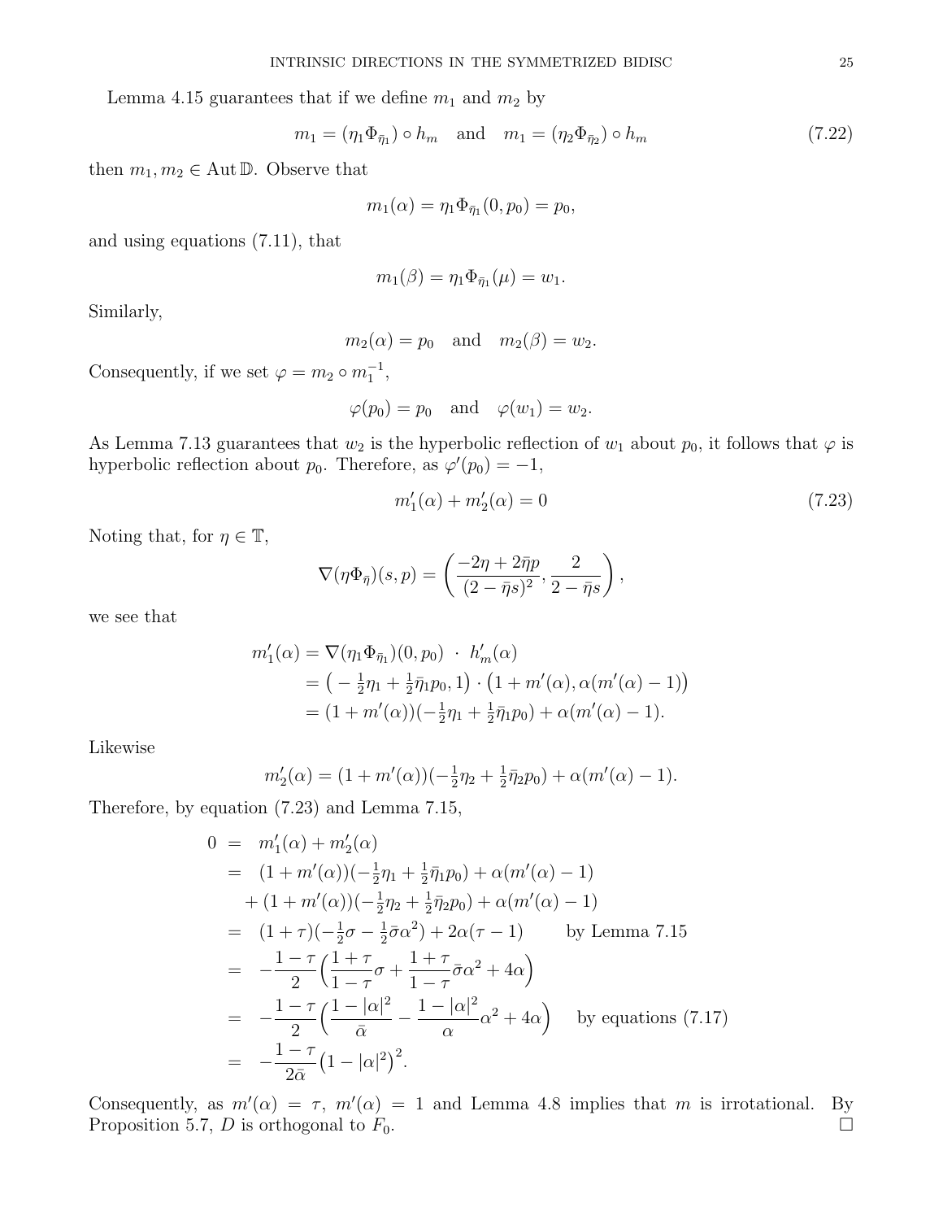Lemma 4.15 guarantees that if we define $m_1$ and $m_2$ by

$$m_1 = (\eta_1 \Phi_{\bar{\eta}_1}) \circ h_m \quad \text{and} \quad m_1 = (\eta_2 \Phi_{\bar{\eta}_2}) \circ h_m \tag{7.22}$$

then $m_1, m_2 \in \operatorname{Aut} \mathbb{D}$. Observe that

$$m_1(\alpha) = \eta_1 \Phi_{\bar{\eta}_1}(0, p_0) = p_0,$$

and using equations (7.11), that

$$m_1(\beta) = \eta_1 \Phi_{\bar{\eta}_1}(\mu) = w_1.$$

Similarly,

$$m_2(\alpha) = p_0 \quad \text{and} \quad m_2(\beta) = w_2.$$

Consequently, if we set $\varphi = m_2 \circ m_1^{-1}$,

$$\varphi(p_0) = p_0 \quad \text{and} \quad \varphi(w_1) = w_2.$$

As Lemma 7.13 guarantees that $w_2$ is the hyperbolic reflection of $w_1$ about $p_0$, it follows that $\varphi$ is hyperbolic reflection about $p_0$. Therefore, as $\varphi'(p_0) = -1$,

$$m_1'(\alpha) + m_2'(\alpha) = 0 \tag{7.23}$$

Noting that, for $\eta \in \mathbb{T}$,

$$\nabla(\eta \Phi_{\bar{\eta}})(s,p) = \left( \frac{-2\eta + 2\bar{\eta}p}{(2 - \bar{\eta}s)^2}, \frac{2}{2 - \bar{\eta}s} \right),$$

we see that

$$\begin{aligned}
m_1'(\alpha) &= \nabla(\eta_1 \Phi_{\bar{\eta}_1})(0, p_0) \ \cdot \ h_m'(\alpha) \\
&= \big( -\tfrac{1}{2}\eta_1 + \tfrac{1}{2}\bar{\eta}_1 p_0, 1 \big) \cdot \big(1 + m'(\alpha), \alpha(m'(\alpha) - 1)\big) \\
&= (1 + m'(\alpha))(-\tfrac{1}{2}\eta_1 + \tfrac{1}{2}\bar{\eta}_1 p_0) + \alpha(m'(\alpha) - 1).
\end{aligned}$$

Likewise

$$m_2'(\alpha) = (1 + m'(\alpha))(-\tfrac{1}{2}\eta_2 + \tfrac{1}{2}\bar{\eta}_2 p_0) + \alpha(m'(\alpha) - 1).$$

Therefore, by equation (7.23) and Lemma 7.15,

$$\begin{aligned}
0 &= m_1'(\alpha) + m_2'(\alpha) \\
&= (1 + m'(\alpha))(-\tfrac{1}{2}\eta_1 + \tfrac{1}{2}\bar{\eta}_1 p_0) + \alpha(m'(\alpha) - 1) \\
&\quad + (1 + m'(\alpha))(-\tfrac{1}{2}\eta_2 + \tfrac{1}{2}\bar{\eta}_2 p_0) + \alpha(m'(\alpha) - 1) \\
&= (1 + \tau)(-\tfrac{1}{2}\sigma - \tfrac{1}{2}\bar{\sigma}\alpha^2) + 2\alpha(\tau - 1) \qquad \text{by Lemma 7.15} \\
&= -\frac{1 - \tau}{2}\Big( \frac{1 + \tau}{1 - \tau}\sigma + \frac{1 + \tau}{1 - \tau}\bar{\sigma}\alpha^2 + 4\alpha \Big) \\
&= -\frac{1 - \tau}{2}\Big( \frac{1 - |\alpha|^2}{\bar{\alpha}} - \frac{1 - |\alpha|^2}{\alpha}\alpha^2 + 4\alpha \Big) \quad \text{by equations (7.17)} \\
&= -\frac{1 - \tau}{2\bar{\alpha}}\big(1 - |\alpha|^2\big)^2.
\end{aligned}$$

Consequently, as $m'(\alpha) = \tau$, $m'(\alpha) = 1$ and Lemma 4.8 implies that $m$ is irrotational. By Proposition 5.7, $D$ is orthogonal to $F_0$. $\square$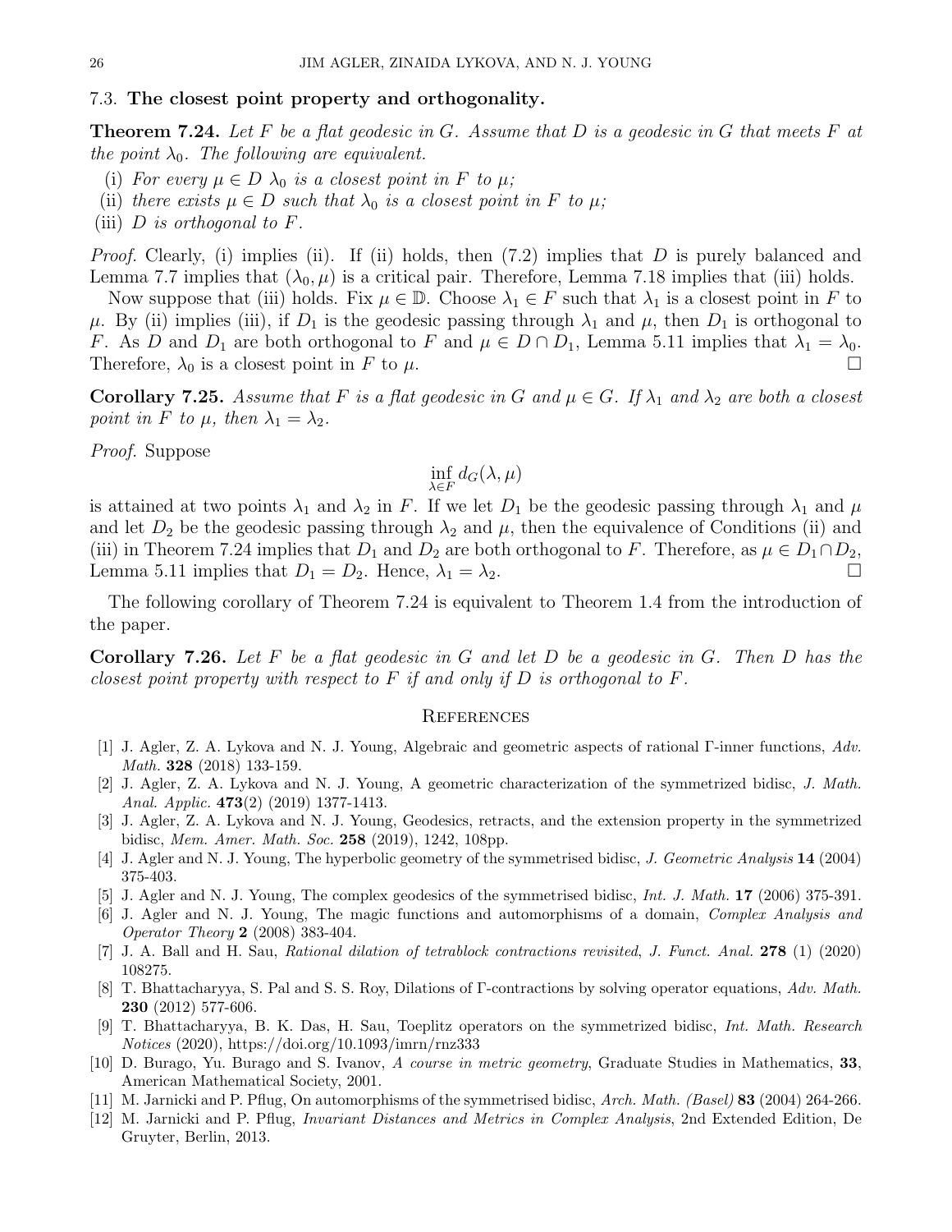### 7.3. The closest point property and orthogonality.

**Theorem 7.24.** *Let $F$ be a flat geodesic in $G$. Assume that $D$ is a geodesic in $G$ that meets $F$ at the point $\lambda_0$. The following are equivalent.*

(i) *For every $\mu \in D$ $\lambda_0$ is a closest point in $F$ to $\mu$;*
(ii) *there exists $\mu \in D$ such that $\lambda_0$ is a closest point in $F$ to $\mu$;*
(iii) *$D$ is orthogonal to $F$.*

*Proof.* Clearly, (i) implies (ii). If (ii) holds, then (7.2) implies that $D$ is purely balanced and Lemma 7.7 implies that $(\lambda_0, \mu)$ is a critical pair. Therefore, Lemma 7.18 implies that (iii) holds.

Now suppose that (iii) holds. Fix $\mu \in \mathbb{D}$. Choose $\lambda_1 \in F$ such that $\lambda_1$ is a closest point in $F$ to $\mu$. By (ii) implies (iii), if $D_1$ is the geodesic passing through $\lambda_1$ and $\mu$, then $D_1$ is orthogonal to $F$. As $D$ and $D_1$ are both orthogonal to $F$ and $\mu \in D \cap D_1$, Lemma 5.11 implies that $\lambda_1 = \lambda_0$. Therefore, $\lambda_0$ is a closest point in $F$ to $\mu$. □

**Corollary 7.25.** *Assume that $F$ is a flat geodesic in $G$ and $\mu \in G$. If $\lambda_1$ and $\lambda_2$ are both a closest point in $F$ to $\mu$, then $\lambda_1 = \lambda_2$.*

*Proof.* Suppose

$$\inf_{\lambda \in F} d_G(\lambda, \mu)$$

is attained at two points $\lambda_1$ and $\lambda_2$ in $F$. If we let $D_1$ be the geodesic passing through $\lambda_1$ and $\mu$ and let $D_2$ be the geodesic passing through $\lambda_2$ and $\mu$, then the equivalence of Conditions (ii) and (iii) in Theorem 7.24 implies that $D_1$ and $D_2$ are both orthogonal to $F$. Therefore, as $\mu \in D_1 \cap D_2$, Lemma 5.11 implies that $D_1 = D_2$. Hence, $\lambda_1 = \lambda_2$. □

The following corollary of Theorem 7.24 is equivalent to Theorem 1.4 from the introduction of the paper.

**Corollary 7.26.** *Let $F$ be a flat geodesic in $G$ and let $D$ be a geodesic in $G$. Then $D$ has the closest point property with respect to $F$ if and only if $D$ is orthogonal to $F$.*

## References

[1] J. Agler, Z. A. Lykova and N. J. Young, Algebraic and geometric aspects of rational Γ-inner functions, *Adv. Math.* **328** (2018) 133-159.

[2] J. Agler, Z. A. Lykova and N. J. Young, A geometric characterization of the symmetrized bidisc, *J. Math. Anal. Applic.* **473**(2) (2019) 1377-1413.

[3] J. Agler, Z. A. Lykova and N. J. Young, Geodesics, retracts, and the extension property in the symmetrized bidisc, *Mem. Amer. Math. Soc.* **258** (2019), 1242, 108pp.

[4] J. Agler and N. J. Young, The hyperbolic geometry of the symmetrised bidisc, *J. Geometric Analysis* **14** (2004) 375-403.

[5] J. Agler and N. J. Young, The complex geodesics of the symmetrised bidisc, *Int. J. Math.* **17** (2006) 375-391.

[6] J. Agler and N. J. Young, The magic functions and automorphisms of a domain, *Complex Analysis and Operator Theory* **2** (2008) 383-404.

[7] J. A. Ball and H. Sau, *Rational dilation of tetrablock contractions revisited*, *J. Funct. Anal.* **278** (1) (2020) 108275.

[8] T. Bhattacharyya, S. Pal and S. S. Roy, Dilations of Γ-contractions by solving operator equations, *Adv. Math.* **230** (2012) 577-606.

[9] T. Bhattacharyya, B. K. Das, H. Sau, Toeplitz operators on the symmetrized bidisc, *Int. Math. Research Notices* (2020), https://doi.org/10.1093/imrn/rnz333

[10] D. Burago, Yu. Burago and S. Ivanov, *A course in metric geometry*, Graduate Studies in Mathematics, **33**, American Mathematical Society, 2001.

[11] M. Jarnicki and P. Pflug, On automorphisms of the symmetrised bidisc, *Arch. Math. (Basel)* **83** (2004) 264-266.

[12] M. Jarnicki and P. Pflug, *Invariant Distances and Metrics in Complex Analysis*, 2nd Extended Edition, De Gruyter, Berlin, 2013.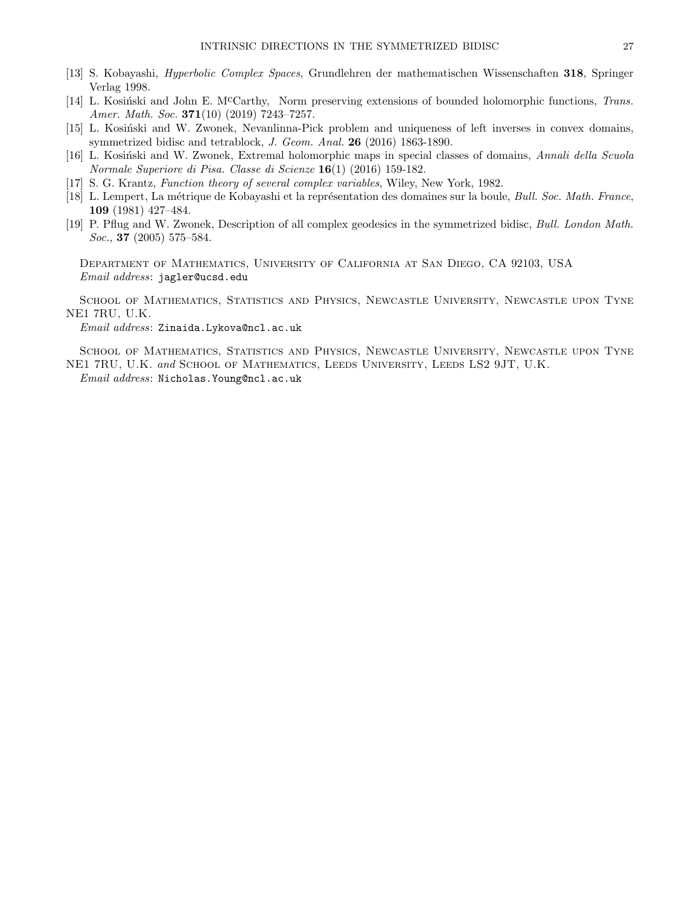[13] S. Kobayashi, *Hyperbolic Complex Spaces*, Grundlehren der mathematischen Wissenschaften **318**, Springer Verlag 1998.

[14] L. Kosiński and John E. McCarthy, Norm preserving extensions of bounded holomorphic functions, *Trans. Amer. Math. Soc.* **371**(10) (2019) 7243–7257.

[15] L. Kosiński and W. Zwonek, Nevanlinna-Pick problem and uniqueness of left inverses in convex domains, symmetrized bidisc and tetrablock, *J. Geom. Anal.* **26** (2016) 1863-1890.

[16] L. Kosiński and W. Zwonek, Extremal holomorphic maps in special classes of domains, *Annali della Scuola Normale Superiore di Pisa. Classe di Scienze* **16**(1) (2016) 159-182.

[17] S. G. Krantz, *Function theory of several complex variables*, Wiley, New York, 1982.

[18] L. Lempert, La métrique de Kobayashi et la représentation des domaines sur la boule, *Bull. Soc. Math. France*, **109** (1981) 427–484.

[19] P. Pflug and W. Zwonek, Description of all complex geodesics in the symmetrized bidisc, *Bull. London Math. Soc.*, **37** (2005) 575–584.

Department of Mathematics, University of California at San Diego, CA 92103, USA
*Email address*: jagler@ucsd.edu

School of Mathematics, Statistics and Physics, Newcastle University, Newcastle upon Tyne NE1 7RU, U.K.
*Email address*: Zinaida.Lykova@ncl.ac.uk

School of Mathematics, Statistics and Physics, Newcastle University, Newcastle upon Tyne NE1 7RU, U.K. *and* School of Mathematics, Leeds University, Leeds LS2 9JT, U.K.
*Email address*: Nicholas.Young@ncl.ac.uk